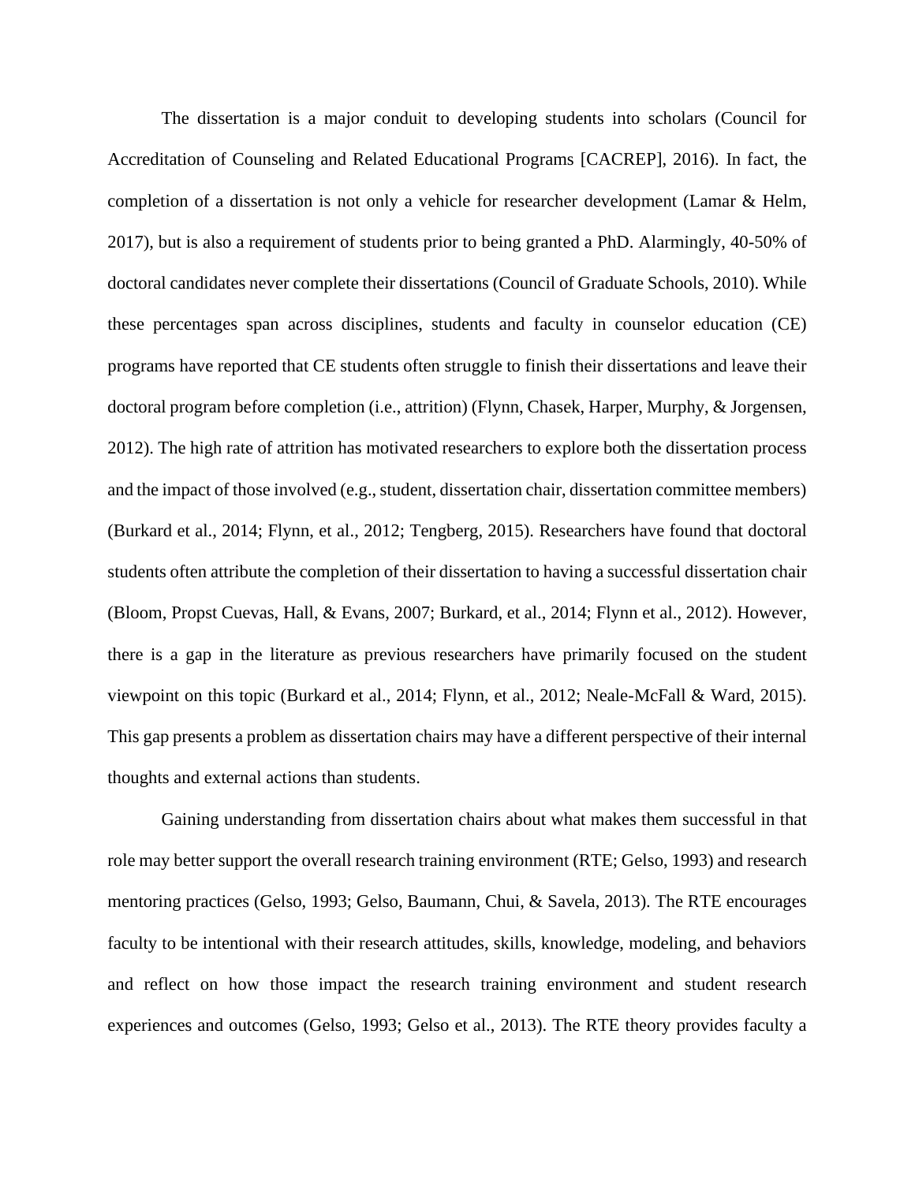The dissertation is a major conduit to developing students into scholars (Council for Accreditation of Counseling and Related Educational Programs [CACREP], 2016). In fact, the completion of a dissertation is not only a vehicle for researcher development (Lamar & Helm, 2017), but is also a requirement of students prior to being granted a PhD. Alarmingly, 40-50% of doctoral candidates never complete their dissertations (Council of Graduate Schools, 2010). While these percentages span across disciplines, students and faculty in counselor education (CE) programs have reported that CE students often struggle to finish their dissertations and leave their doctoral program before completion (i.e., attrition) (Flynn, Chasek, Harper, Murphy, & Jorgensen, 2012). The high rate of attrition has motivated researchers to explore both the dissertation process and the impact of those involved (e.g., student, dissertation chair, dissertation committee members) (Burkard et al., 2014; Flynn, et al., 2012; Tengberg, 2015). Researchers have found that doctoral students often attribute the completion of their dissertation to having a successful dissertation chair (Bloom, Propst Cuevas, Hall, & Evans, 2007; Burkard, et al., 2014; Flynn et al., 2012). However, there is a gap in the literature as previous researchers have primarily focused on the student viewpoint on this topic (Burkard et al., 2014; Flynn, et al., 2012; Neale-McFall & Ward, 2015). This gap presents a problem as dissertation chairs may have a different perspective of their internal thoughts and external actions than students.

Gaining understanding from dissertation chairs about what makes them successful in that role may better support the overall research training environment (RTE; Gelso, 1993) and research mentoring practices (Gelso, 1993; Gelso, Baumann, Chui, & Savela, 2013). The RTE encourages faculty to be intentional with their research attitudes, skills, knowledge, modeling, and behaviors and reflect on how those impact the research training environment and student research experiences and outcomes (Gelso, 1993; Gelso et al., 2013). The RTE theory provides faculty a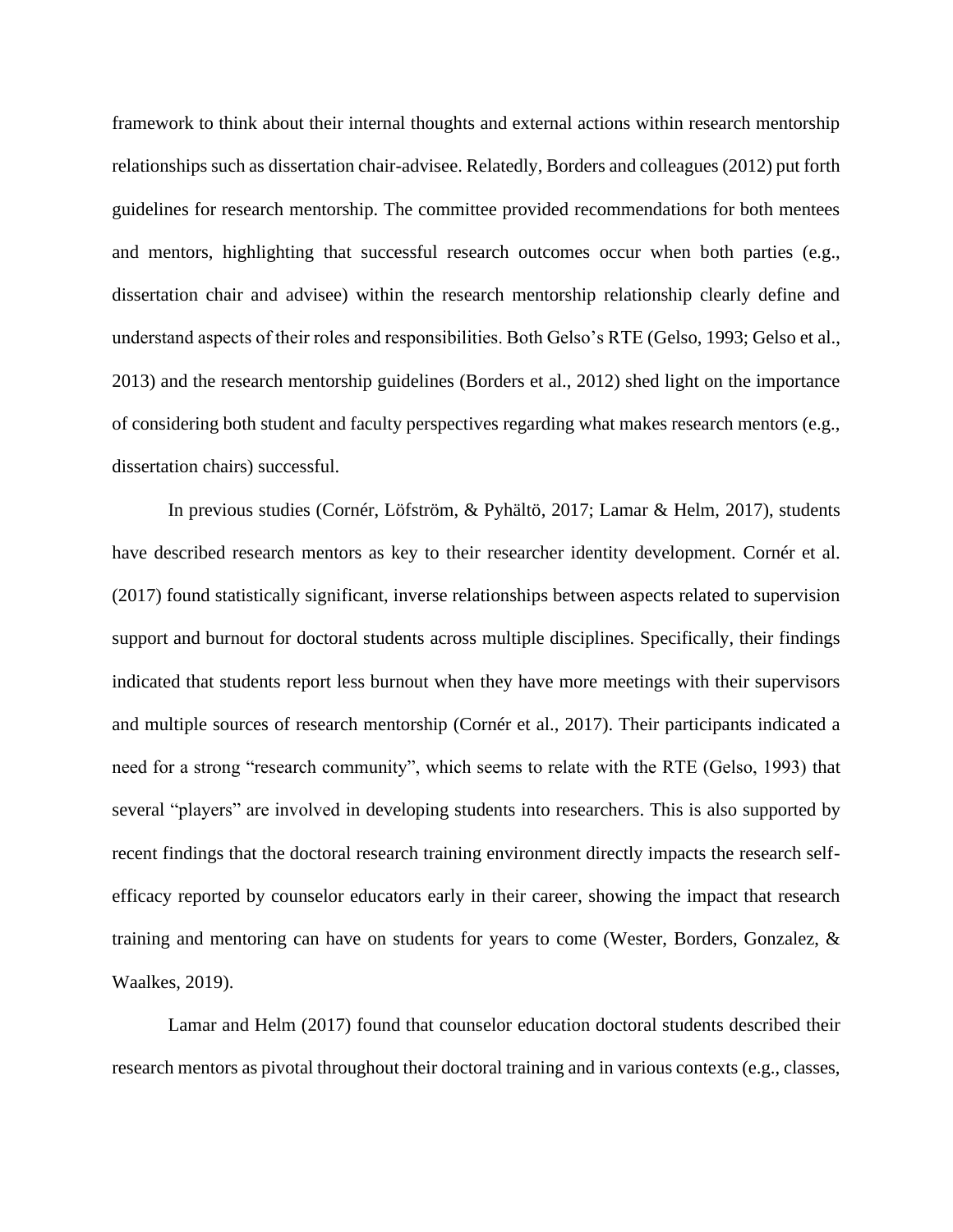framework to think about their internal thoughts and external actions within research mentorship relationships such as dissertation chair-advisee. Relatedly, Borders and colleagues (2012) put forth guidelines for research mentorship. The committee provided recommendations for both mentees and mentors, highlighting that successful research outcomes occur when both parties (e.g., dissertation chair and advisee) within the research mentorship relationship clearly define and understand aspects of their roles and responsibilities. Both Gelso's RTE (Gelso, 1993; Gelso et al., 2013) and the research mentorship guidelines (Borders et al., 2012) shed light on the importance of considering both student and faculty perspectives regarding what makes research mentors (e.g., dissertation chairs) successful.

In previous studies (Cornér, Löfström, & Pyhältö, 2017; Lamar & Helm, 2017), students have described research mentors as key to their researcher identity development. Cornér et al. (2017) found statistically significant, inverse relationships between aspects related to supervision support and burnout for doctoral students across multiple disciplines. Specifically, their findings indicated that students report less burnout when they have more meetings with their supervisors and multiple sources of research mentorship (Cornér et al., 2017). Their participants indicated a need for a strong "research community", which seems to relate with the RTE (Gelso, 1993) that several "players" are involved in developing students into researchers. This is also supported by recent findings that the doctoral research training environment directly impacts the research self-efficacy reported by counselor educators early in their career, showing the impact that research training and mentoring can have on students for years to come (Wester, Borders, Gonzalez, & Waalkes, 2019).

Lamar and Helm (2017) found that counselor education doctoral students described their research mentors as pivotal throughout their doctoral training and in various contexts (e.g., classes,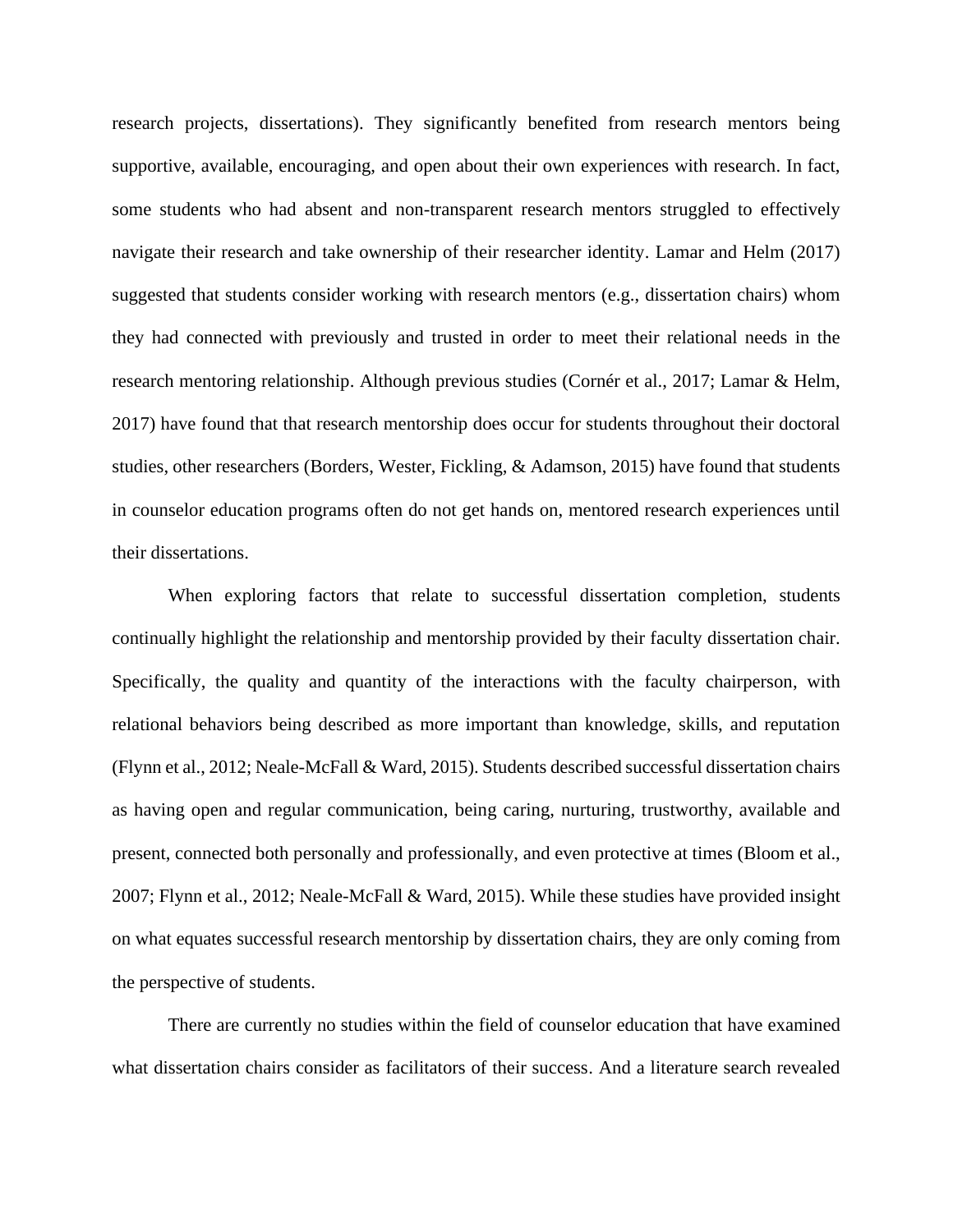research projects, dissertations). They significantly benefited from research mentors being supportive, available, encouraging, and open about their own experiences with research. In fact, some students who had absent and non-transparent research mentors struggled to effectively navigate their research and take ownership of their researcher identity. Lamar and Helm (2017) suggested that students consider working with research mentors (e.g., dissertation chairs) whom they had connected with previously and trusted in order to meet their relational needs in the research mentoring relationship. Although previous studies (Cornér et al., 2017; Lamar & Helm, 2017) have found that that research mentorship does occur for students throughout their doctoral studies, other researchers (Borders, Wester, Fickling, & Adamson, 2015) have found that students in counselor education programs often do not get hands on, mentored research experiences until their dissertations.

When exploring factors that relate to successful dissertation completion, students continually highlight the relationship and mentorship provided by their faculty dissertation chair. Specifically, the quality and quantity of the interactions with the faculty chairperson, with relational behaviors being described as more important than knowledge, skills, and reputation (Flynn et al., 2012; Neale-McFall & Ward, 2015). Students described successful dissertation chairs as having open and regular communication, being caring, nurturing, trustworthy, available and present, connected both personally and professionally, and even protective at times (Bloom et al., 2007; Flynn et al., 2012; Neale-McFall & Ward, 2015). While these studies have provided insight on what equates successful research mentorship by dissertation chairs, they are only coming from the perspective of students.

There are currently no studies within the field of counselor education that have examined what dissertation chairs consider as facilitators of their success. And a literature search revealed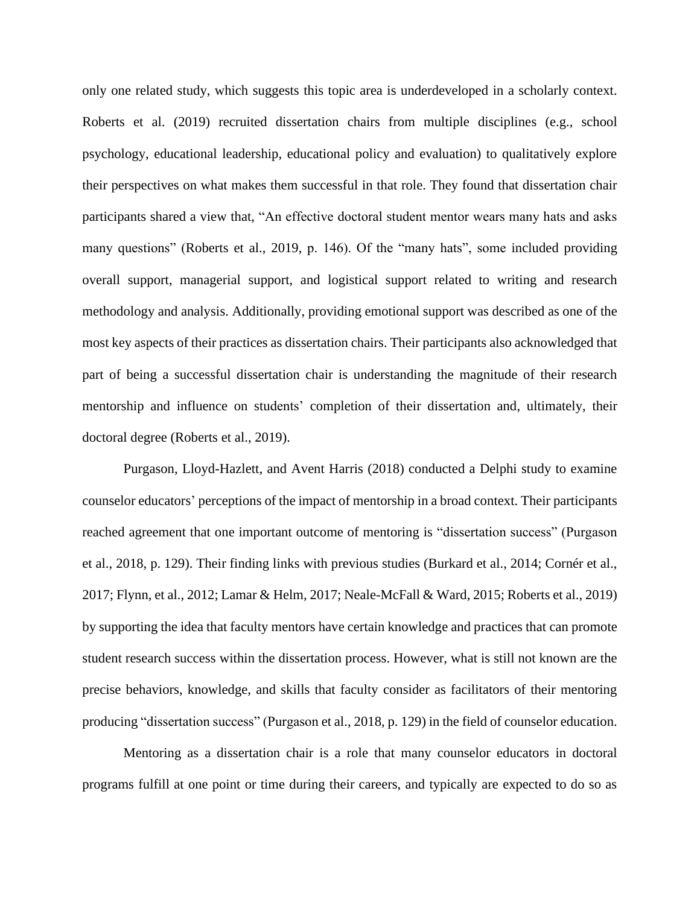only one related study, which suggests this topic area is underdeveloped in a scholarly context. Roberts et al. (2019) recruited dissertation chairs from multiple disciplines (e.g., school psychology, educational leadership, educational policy and evaluation) to qualitatively explore their perspectives on what makes them successful in that role. They found that dissertation chair participants shared a view that, "An effective doctoral student mentor wears many hats and asks many questions" (Roberts et al., 2019, p. 146). Of the "many hats", some included providing overall support, managerial support, and logistical support related to writing and research methodology and analysis. Additionally, providing emotional support was described as one of the most key aspects of their practices as dissertation chairs. Their participants also acknowledged that part of being a successful dissertation chair is understanding the magnitude of their research mentorship and influence on students' completion of their dissertation and, ultimately, their doctoral degree (Roberts et al., 2019).

Purgason, Lloyd-Hazlett, and Avent Harris (2018) conducted a Delphi study to examine counselor educators' perceptions of the impact of mentorship in a broad context. Their participants reached agreement that one important outcome of mentoring is "dissertation success" (Purgason et al., 2018, p. 129). Their finding links with previous studies (Burkard et al., 2014; Cornér et al., 2017; Flynn, et al., 2012; Lamar & Helm, 2017; Neale-McFall & Ward, 2015; Roberts et al., 2019) by supporting the idea that faculty mentors have certain knowledge and practices that can promote student research success within the dissertation process. However, what is still not known are the precise behaviors, knowledge, and skills that faculty consider as facilitators of their mentoring producing "dissertation success" (Purgason et al., 2018, p. 129) in the field of counselor education.

Mentoring as a dissertation chair is a role that many counselor educators in doctoral programs fulfill at one point or time during their careers, and typically are expected to do so as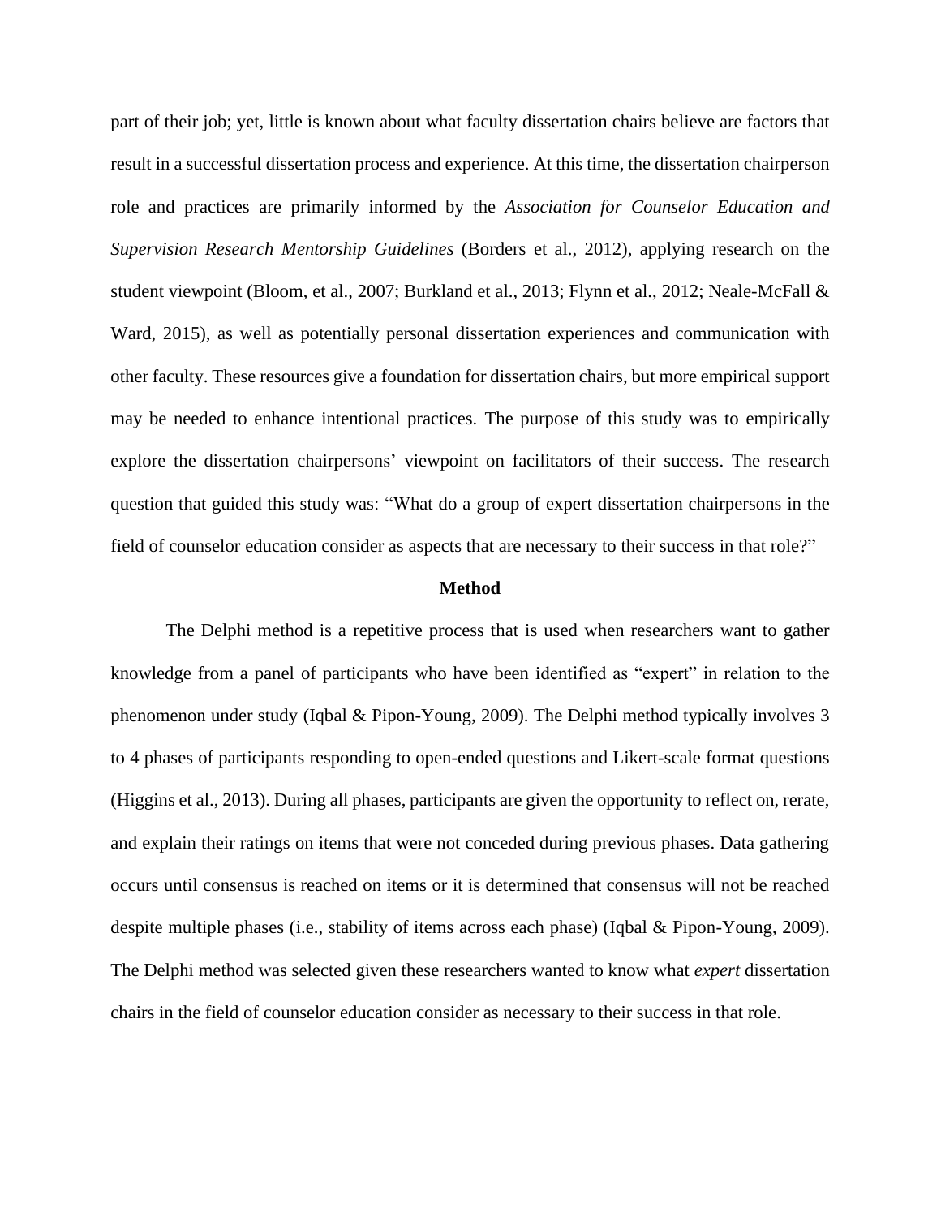part of their job; yet, little is known about what faculty dissertation chairs believe are factors that result in a successful dissertation process and experience. At this time, the dissertation chairperson role and practices are primarily informed by the *Association for Counselor Education and Supervision Research Mentorship Guidelines* (Borders et al., 2012), applying research on the student viewpoint (Bloom, et al., 2007; Burkland et al., 2013; Flynn et al., 2012; Neale-McFall & Ward, 2015), as well as potentially personal dissertation experiences and communication with other faculty. These resources give a foundation for dissertation chairs, but more empirical support may be needed to enhance intentional practices. The purpose of this study was to empirically explore the dissertation chairpersons' viewpoint on facilitators of their success. The research question that guided this study was: "What do a group of expert dissertation chairpersons in the field of counselor education consider as aspects that are necessary to their success in that role?"

## Method

The Delphi method is a repetitive process that is used when researchers want to gather knowledge from a panel of participants who have been identified as "expert" in relation to the phenomenon under study (Iqbal & Pipon-Young, 2009). The Delphi method typically involves 3 to 4 phases of participants responding to open-ended questions and Likert-scale format questions (Higgins et al., 2013). During all phases, participants are given the opportunity to reflect on, rerate, and explain their ratings on items that were not conceded during previous phases. Data gathering occurs until consensus is reached on items or it is determined that consensus will not be reached despite multiple phases (i.e., stability of items across each phase) (Iqbal & Pipon-Young, 2009). The Delphi method was selected given these researchers wanted to know what *expert* dissertation chairs in the field of counselor education consider as necessary to their success in that role.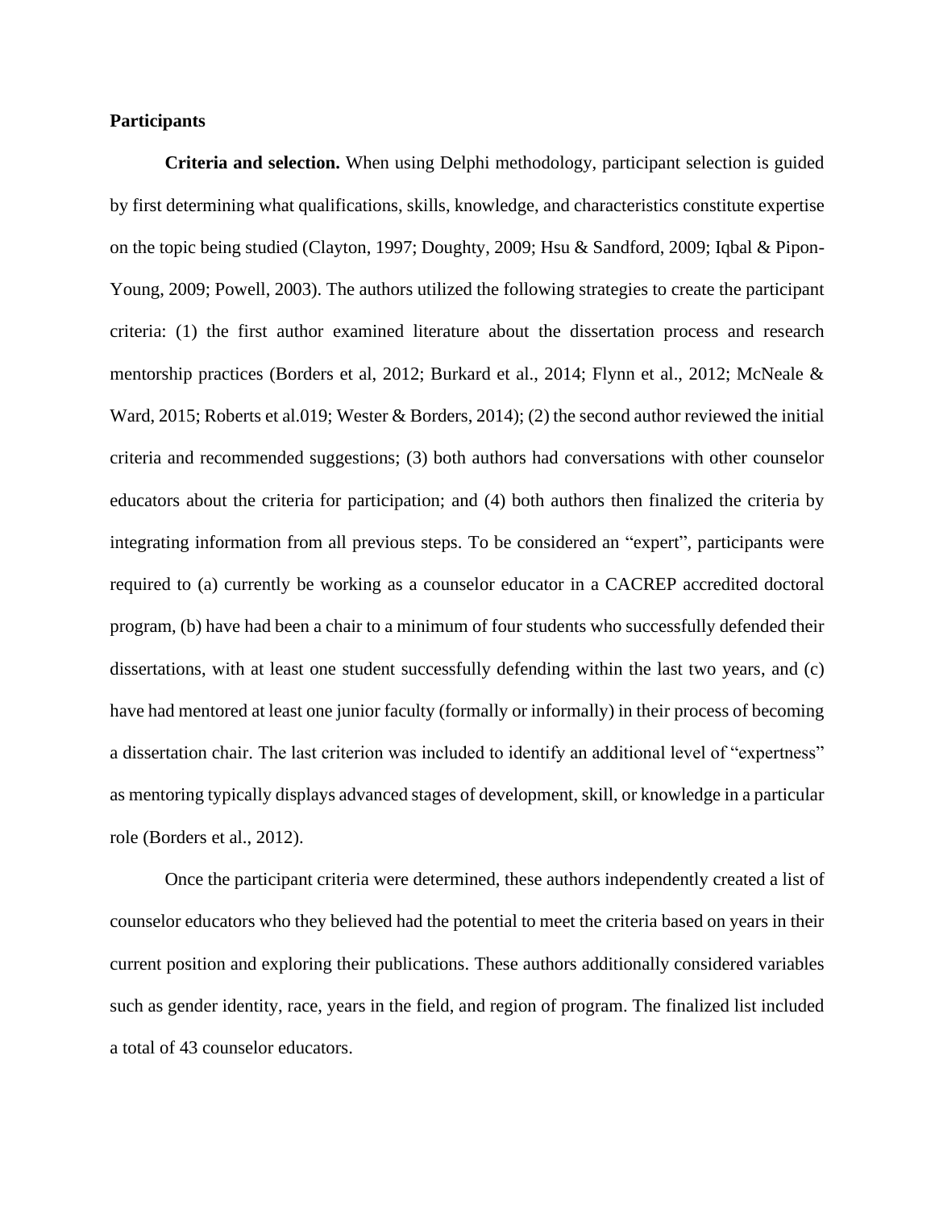## Participants

**Criteria and selection.** When using Delphi methodology, participant selection is guided by first determining what qualifications, skills, knowledge, and characteristics constitute expertise on the topic being studied (Clayton, 1997; Doughty, 2009; Hsu & Sandford, 2009; Iqbal & Pipon-Young, 2009; Powell, 2003). The authors utilized the following strategies to create the participant criteria: (1) the first author examined literature about the dissertation process and research mentorship practices (Borders et al, 2012; Burkard et al., 2014; Flynn et al., 2012; McNeale & Ward, 2015; Roberts et al.019; Wester & Borders, 2014); (2) the second author reviewed the initial criteria and recommended suggestions; (3) both authors had conversations with other counselor educators about the criteria for participation; and (4) both authors then finalized the criteria by integrating information from all previous steps. To be considered an "expert", participants were required to (a) currently be working as a counselor educator in a CACREP accredited doctoral program, (b) have had been a chair to a minimum of four students who successfully defended their dissertations, with at least one student successfully defending within the last two years, and (c) have had mentored at least one junior faculty (formally or informally) in their process of becoming a dissertation chair. The last criterion was included to identify an additional level of "expertness" as mentoring typically displays advanced stages of development, skill, or knowledge in a particular role (Borders et al., 2012).

Once the participant criteria were determined, these authors independently created a list of counselor educators who they believed had the potential to meet the criteria based on years in their current position and exploring their publications. These authors additionally considered variables such as gender identity, race, years in the field, and region of program. The finalized list included a total of 43 counselor educators.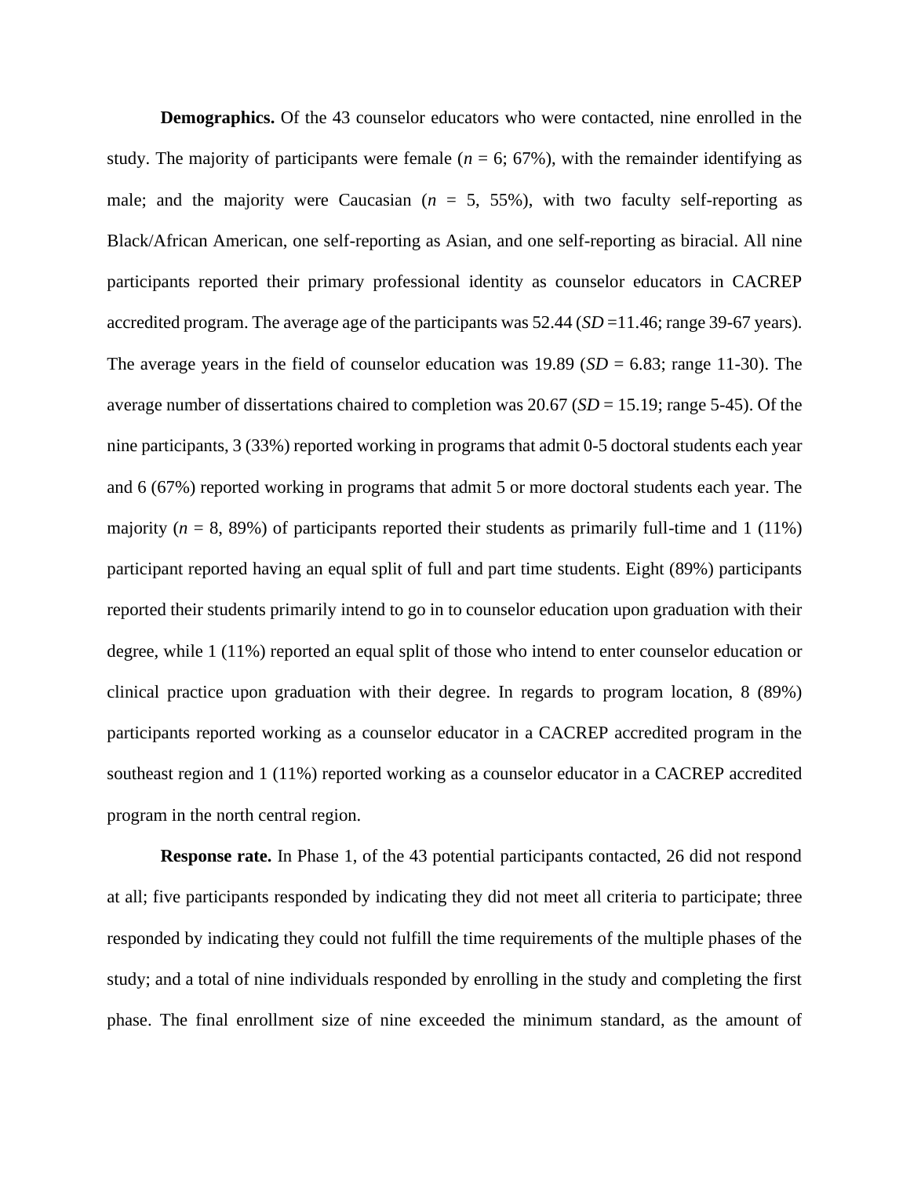**Demographics.** Of the 43 counselor educators who were contacted, nine enrolled in the study. The majority of participants were female (*n* = 6; 67%), with the remainder identifying as male; and the majority were Caucasian (*n* = 5, 55%), with two faculty self-reporting as Black/African American, one self-reporting as Asian, and one self-reporting as biracial. All nine participants reported their primary professional identity as counselor educators in CACREP accredited program. The average age of the participants was 52.44 (*SD* =11.46; range 39-67 years). The average years in the field of counselor education was 19.89 (*SD* = 6.83; range 11-30). The average number of dissertations chaired to completion was 20.67 (*SD* = 15.19; range 5-45). Of the nine participants, 3 (33%) reported working in programs that admit 0-5 doctoral students each year and 6 (67%) reported working in programs that admit 5 or more doctoral students each year. The majority (*n* = 8, 89%) of participants reported their students as primarily full-time and 1 (11%) participant reported having an equal split of full and part time students. Eight (89%) participants reported their students primarily intend to go in to counselor education upon graduation with their degree, while 1 (11%) reported an equal split of those who intend to enter counselor education or clinical practice upon graduation with their degree. In regards to program location, 8 (89%) participants reported working as a counselor educator in a CACREP accredited program in the southeast region and 1 (11%) reported working as a counselor educator in a CACREP accredited program in the north central region.

**Response rate.** In Phase 1, of the 43 potential participants contacted, 26 did not respond at all; five participants responded by indicating they did not meet all criteria to participate; three responded by indicating they could not fulfill the time requirements of the multiple phases of the study; and a total of nine individuals responded by enrolling in the study and completing the first phase. The final enrollment size of nine exceeded the minimum standard, as the amount of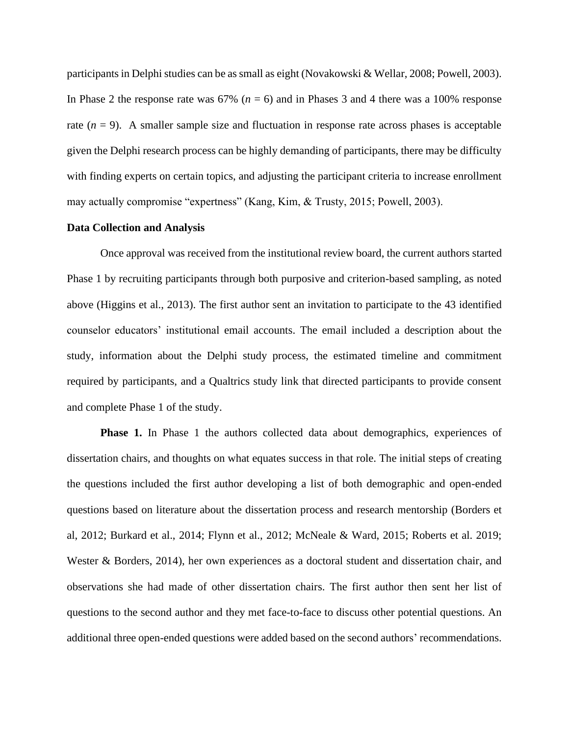participants in Delphi studies can be as small as eight (Novakowski & Wellar, 2008; Powell, 2003). In Phase 2 the response rate was 67% ($n$ = 6) and in Phases 3 and 4 there was a 100% response rate ($n$ = 9). A smaller sample size and fluctuation in response rate across phases is acceptable given the Delphi research process can be highly demanding of participants, there may be difficulty with finding experts on certain topics, and adjusting the participant criteria to increase enrollment may actually compromise "expertness" (Kang, Kim, & Trusty, 2015; Powell, 2003).

**Data Collection and Analysis**

Once approval was received from the institutional review board, the current authors started Phase 1 by recruiting participants through both purposive and criterion-based sampling, as noted above (Higgins et al., 2013). The first author sent an invitation to participate to the 43 identified counselor educators' institutional email accounts. The email included a description about the study, information about the Delphi study process, the estimated timeline and commitment required by participants, and a Qualtrics study link that directed participants to provide consent and complete Phase 1 of the study.

**Phase 1.** In Phase 1 the authors collected data about demographics, experiences of dissertation chairs, and thoughts on what equates success in that role. The initial steps of creating the questions included the first author developing a list of both demographic and open-ended questions based on literature about the dissertation process and research mentorship (Borders et al, 2012; Burkard et al., 2014; Flynn et al., 2012; McNeale & Ward, 2015; Roberts et al. 2019; Wester & Borders, 2014), her own experiences as a doctoral student and dissertation chair, and observations she had made of other dissertation chairs. The first author then sent her list of questions to the second author and they met face-to-face to discuss other potential questions. An additional three open-ended questions were added based on the second authors' recommendations.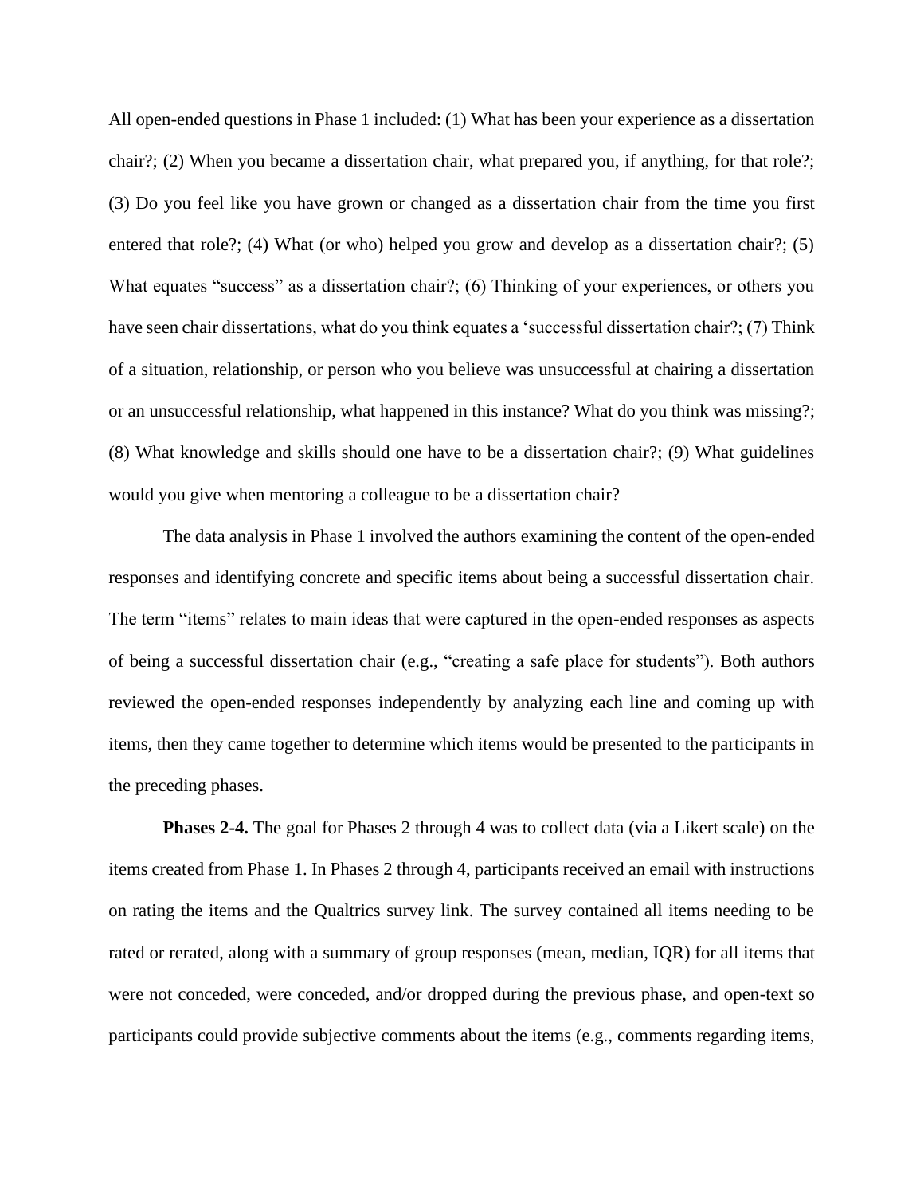All open-ended questions in Phase 1 included: (1) What has been your experience as a dissertation chair?; (2) When you became a dissertation chair, what prepared you, if anything, for that role?; (3) Do you feel like you have grown or changed as a dissertation chair from the time you first entered that role?; (4) What (or who) helped you grow and develop as a dissertation chair?; (5) What equates "success" as a dissertation chair?; (6) Thinking of your experiences, or others you have seen chair dissertations, what do you think equates a 'successful dissertation chair?; (7) Think of a situation, relationship, or person who you believe was unsuccessful at chairing a dissertation or an unsuccessful relationship, what happened in this instance? What do you think was missing?; (8) What knowledge and skills should one have to be a dissertation chair?; (9) What guidelines would you give when mentoring a colleague to be a dissertation chair?

The data analysis in Phase 1 involved the authors examining the content of the open-ended responses and identifying concrete and specific items about being a successful dissertation chair. The term "items" relates to main ideas that were captured in the open-ended responses as aspects of being a successful dissertation chair (e.g., "creating a safe place for students"). Both authors reviewed the open-ended responses independently by analyzing each line and coming up with items, then they came together to determine which items would be presented to the participants in the preceding phases.

**Phases 2-4.** The goal for Phases 2 through 4 was to collect data (via a Likert scale) on the items created from Phase 1. In Phases 2 through 4, participants received an email with instructions on rating the items and the Qualtrics survey link. The survey contained all items needing to be rated or rerated, along with a summary of group responses (mean, median, IQR) for all items that were not conceded, were conceded, and/or dropped during the previous phase, and open-text so participants could provide subjective comments about the items (e.g., comments regarding items,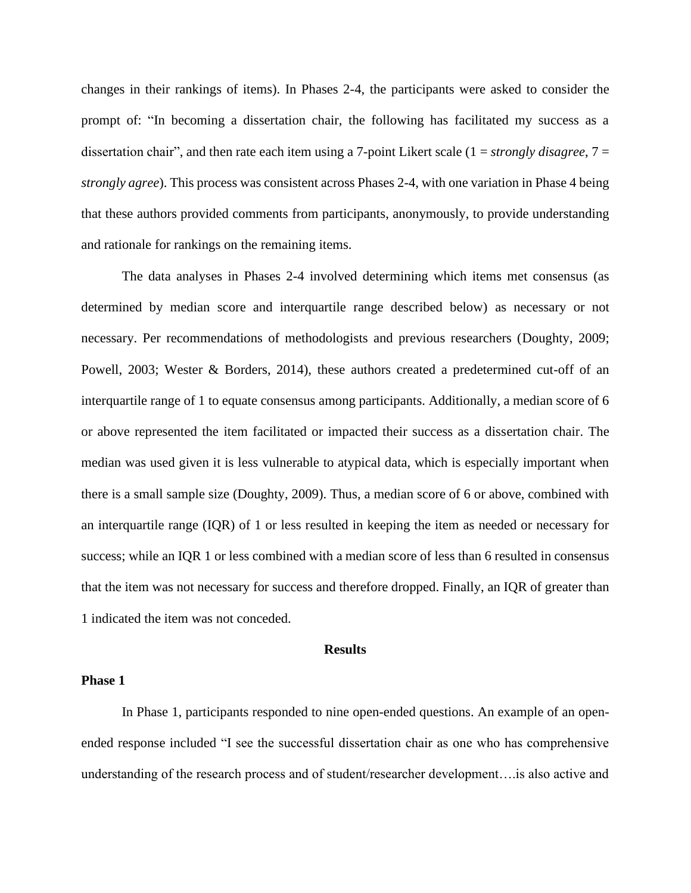changes in their rankings of items). In Phases 2-4, the participants were asked to consider the prompt of: "In becoming a dissertation chair, the following has facilitated my success as a dissertation chair", and then rate each item using a 7-point Likert scale (1 = *strongly disagree*, 7 = *strongly agree*). This process was consistent across Phases 2-4, with one variation in Phase 4 being that these authors provided comments from participants, anonymously, to provide understanding and rationale for rankings on the remaining items.

The data analyses in Phases 2-4 involved determining which items met consensus (as determined by median score and interquartile range described below) as necessary or not necessary. Per recommendations of methodologists and previous researchers (Doughty, 2009; Powell, 2003; Wester & Borders, 2014), these authors created a predetermined cut-off of an interquartile range of 1 to equate consensus among participants. Additionally, a median score of 6 or above represented the item facilitated or impacted their success as a dissertation chair. The median was used given it is less vulnerable to atypical data, which is especially important when there is a small sample size (Doughty, 2009). Thus, a median score of 6 or above, combined with an interquartile range (IQR) of 1 or less resulted in keeping the item as needed or necessary for success; while an IQR 1 or less combined with a median score of less than 6 resulted in consensus that the item was not necessary for success and therefore dropped. Finally, an IQR of greater than 1 indicated the item was not conceded.

## Results

### Phase 1

In Phase 1, participants responded to nine open-ended questions. An example of an open-ended response included "I see the successful dissertation chair as one who has comprehensive understanding of the research process and of student/researcher development….is also active and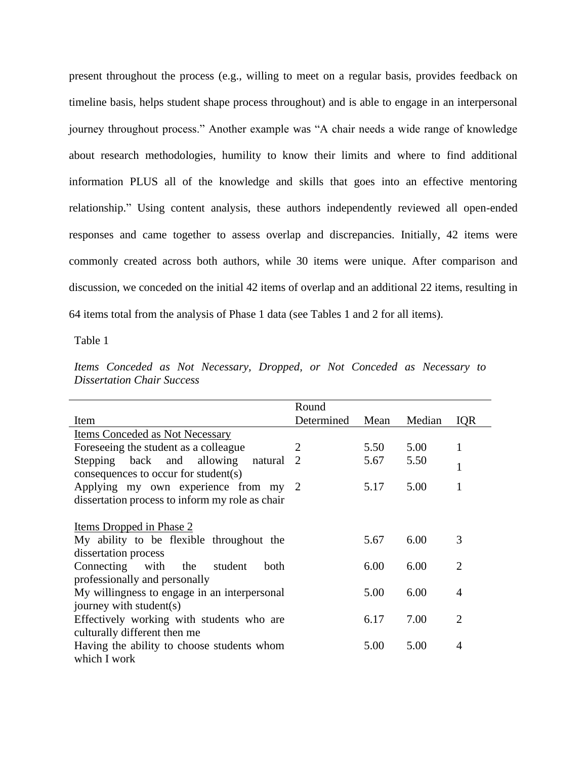present throughout the process (e.g., willing to meet on a regular basis, provides feedback on timeline basis, helps student shape process throughout) and is able to engage in an interpersonal journey throughout process." Another example was "A chair needs a wide range of knowledge about research methodologies, humility to know their limits and where to find additional information PLUS all of the knowledge and skills that goes into an effective mentoring relationship." Using content analysis, these authors independently reviewed all open-ended responses and came together to assess overlap and discrepancies. Initially, 42 items were commonly created across both authors, while 30 items were unique. After comparison and discussion, we conceded on the initial 42 items of overlap and an additional 22 items, resulting in 64 items total from the analysis of Phase 1 data (see Tables 1 and 2 for all items).

Table 1

*Items Conceded as Not Necessary, Dropped, or Not Conceded as Necessary to Dissertation Chair Success*

| Item | Round Determined | Mean | Median | IQR |
|---|---|---|---|---|
| Items Conceded as Not Necessary | | | | |
| Foreseeing the student as a colleague | 2 | 5.50 | 5.00 | 1 |
| Stepping back and allowing natural consequences to occur for student(s) | 2 | 5.67 | 5.50 | 1 |
| Applying my own experience from my dissertation process to inform my role as chair | 2 | 5.17 | 5.00 | 1 |
| Items Dropped in Phase 2 | | | | |
| My ability to be flexible throughout the dissertation process | | 5.67 | 6.00 | 3 |
| Connecting with the student both professionally and personally | | 6.00 | 6.00 | 2 |
| My willingness to engage in an interpersonal journey with student(s) | | 5.00 | 6.00 | 4 |
| Effectively working with students who are culturally different then me | | 6.17 | 7.00 | 2 |
| Having the ability to choose students whom which I work | | 5.00 | 5.00 | 4 |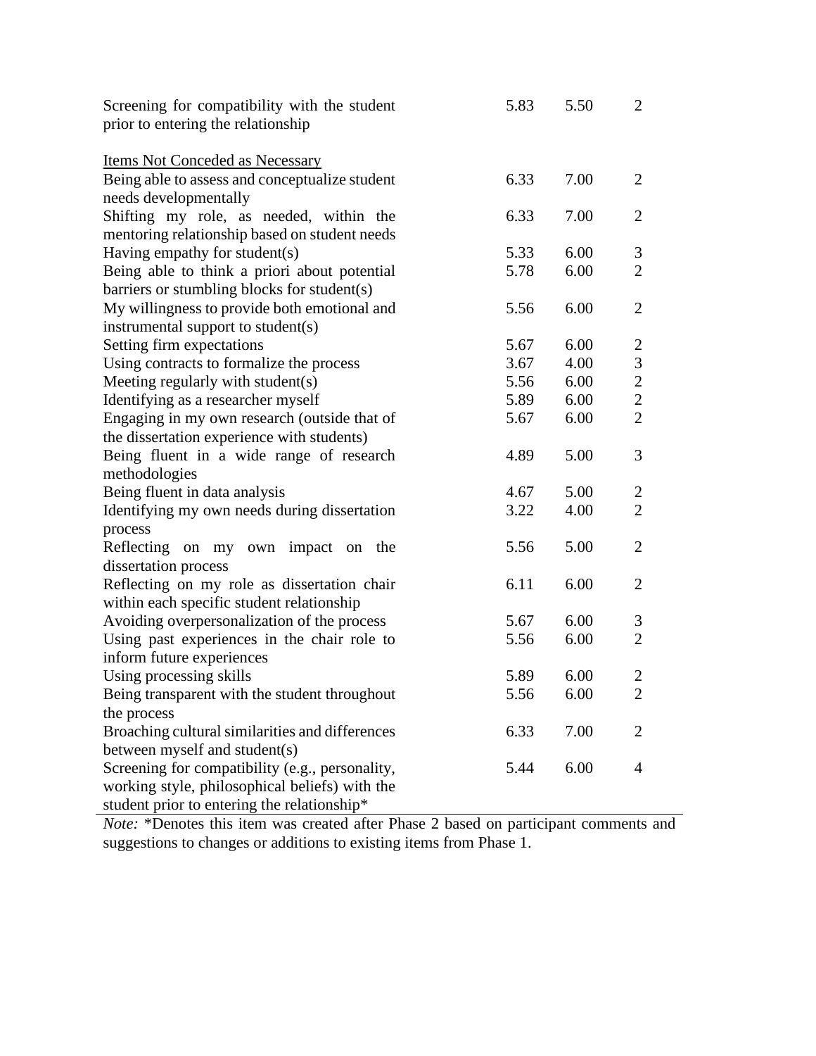| | | | |
|---|---|---|---|
| Screening for compatibility with the student prior to entering the relationship | 5.83 | 5.50 | 2 |
| Items Not Conceded as Necessary | | | |
| Being able to assess and conceptualize student needs developmentally | 6.33 | 7.00 | 2 |
| Shifting my role, as needed, within the mentoring relationship based on student needs | 6.33 | 7.00 | 2 |
| Having empathy for student(s) | 5.33 | 6.00 | 3 |
| Being able to think a priori about potential barriers or stumbling blocks for student(s) | 5.78 | 6.00 | 2 |
| My willingness to provide both emotional and instrumental support to student(s) | 5.56 | 6.00 | 2 |
| Setting firm expectations | 5.67 | 6.00 | 2 |
| Using contracts to formalize the process | 3.67 | 4.00 | 3 |
| Meeting regularly with student(s) | 5.56 | 6.00 | 2 |
| Identifying as a researcher myself | 5.89 | 6.00 | 2 |
| Engaging in my own research (outside that of the dissertation experience with students) | 5.67 | 6.00 | 2 |
| Being fluent in a wide range of research methodologies | 4.89 | 5.00 | 3 |
| Being fluent in data analysis | 4.67 | 5.00 | 2 |
| Identifying my own needs during dissertation process | 3.22 | 4.00 | 2 |
| Reflecting on my own impact on the dissertation process | 5.56 | 5.00 | 2 |
| Reflecting on my role as dissertation chair within each specific student relationship | 6.11 | 6.00 | 2 |
| Avoiding overpersonalization of the process | 5.67 | 6.00 | 3 |
| Using past experiences in the chair role to inform future experiences | 5.56 | 6.00 | 2 |
| Using processing skills | 5.89 | 6.00 | 2 |
| Being transparent with the student throughout the process | 5.56 | 6.00 | 2 |
| Broaching cultural similarities and differences between myself and student(s) | 6.33 | 7.00 | 2 |
| Screening for compatibility (e.g., personality, working style, philosophical beliefs) with the student prior to entering the relationship* | 5.44 | 6.00 | 4 |

*Note:* *Denotes this item was created after Phase 2 based on participant comments and suggestions to changes or additions to existing items from Phase 1.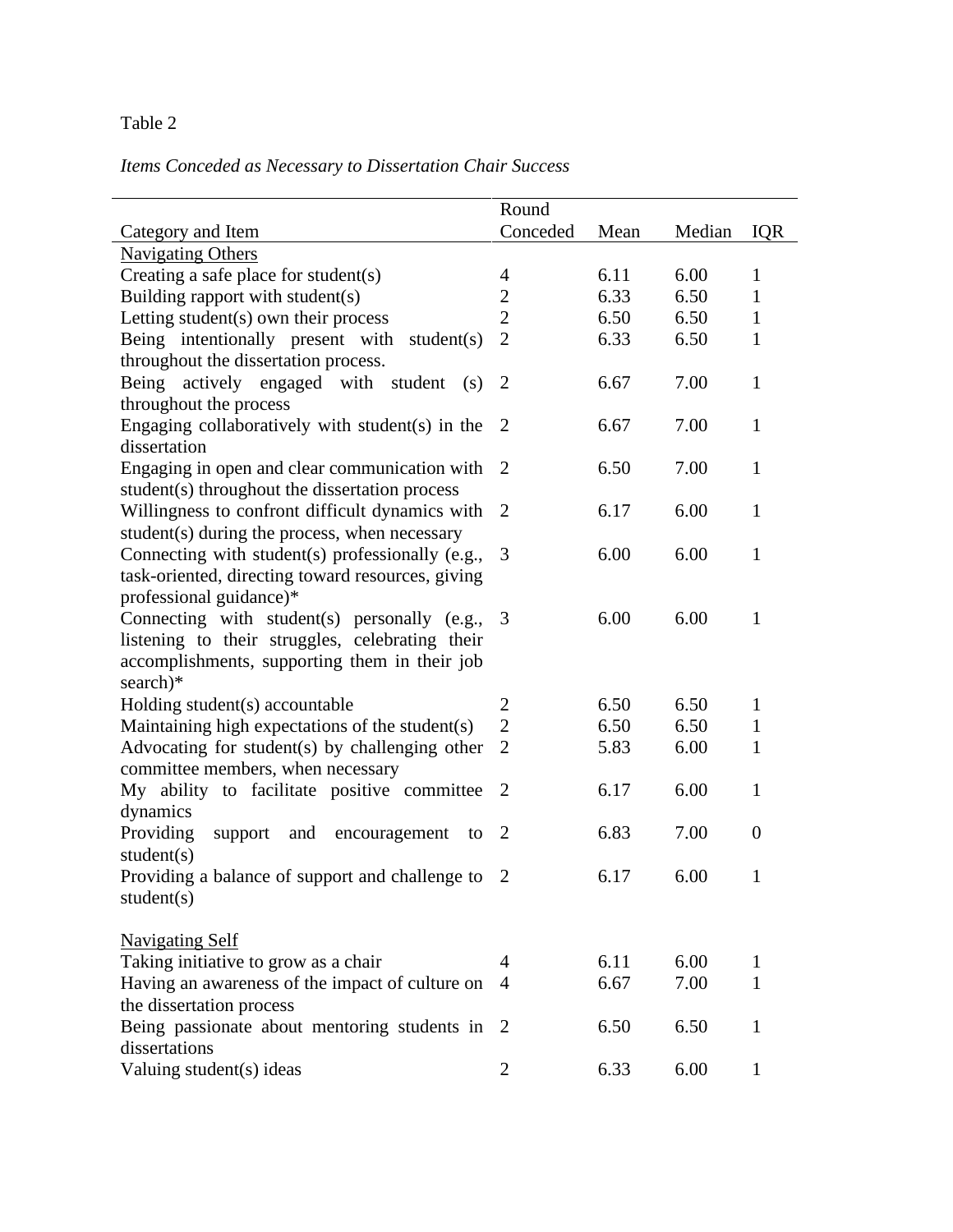Table 2

*Items Conceded as Necessary to Dissertation Chair Success*

| Category and Item | Round Conceded | Mean | Median | IQR |
|---|---|---|---|---|
| Navigating Others | | | | |
| Creating a safe place for student(s) | 4 | 6.11 | 6.00 | 1 |
| Building rapport with student(s) | 2 | 6.33 | 6.50 | 1 |
| Letting student(s) own their process | 2 | 6.50 | 6.50 | 1 |
| Being intentionally present with student(s) throughout the dissertation process. | 2 | 6.33 | 6.50 | 1 |
| Being actively engaged with student (s) throughout the process | 2 | 6.67 | 7.00 | 1 |
| Engaging collaboratively with student(s) in the dissertation | 2 | 6.67 | 7.00 | 1 |
| Engaging in open and clear communication with student(s) throughout the dissertation process | 2 | 6.50 | 7.00 | 1 |
| Willingness to confront difficult dynamics with student(s) during the process, when necessary | 2 | 6.17 | 6.00 | 1 |
| Connecting with student(s) professionally (e.g., task-oriented, directing toward resources, giving professional guidance)* | 3 | 6.00 | 6.00 | 1 |
| Connecting with student(s) personally (e.g., listening to their struggles, celebrating their accomplishments, supporting them in their job search)* | 3 | 6.00 | 6.00 | 1 |
| Holding student(s) accountable | 2 | 6.50 | 6.50 | 1 |
| Maintaining high expectations of the student(s) | 2 | 6.50 | 6.50 | 1 |
| Advocating for student(s) by challenging other committee members, when necessary | 2 | 5.83 | 6.00 | 1 |
| My ability to facilitate positive committee dynamics | 2 | 6.17 | 6.00 | 1 |
| Providing support and encouragement to student(s) | 2 | 6.83 | 7.00 | 0 |
| Providing a balance of support and challenge to student(s) | 2 | 6.17 | 6.00 | 1 |
| Navigating Self | | | | |
| Taking initiative to grow as a chair | 4 | 6.11 | 6.00 | 1 |
| Having an awareness of the impact of culture on the dissertation process | 4 | 6.67 | 7.00 | 1 |
| Being passionate about mentoring students in dissertations | 2 | 6.50 | 6.50 | 1 |
| Valuing student(s) ideas | 2 | 6.33 | 6.00 | 1 |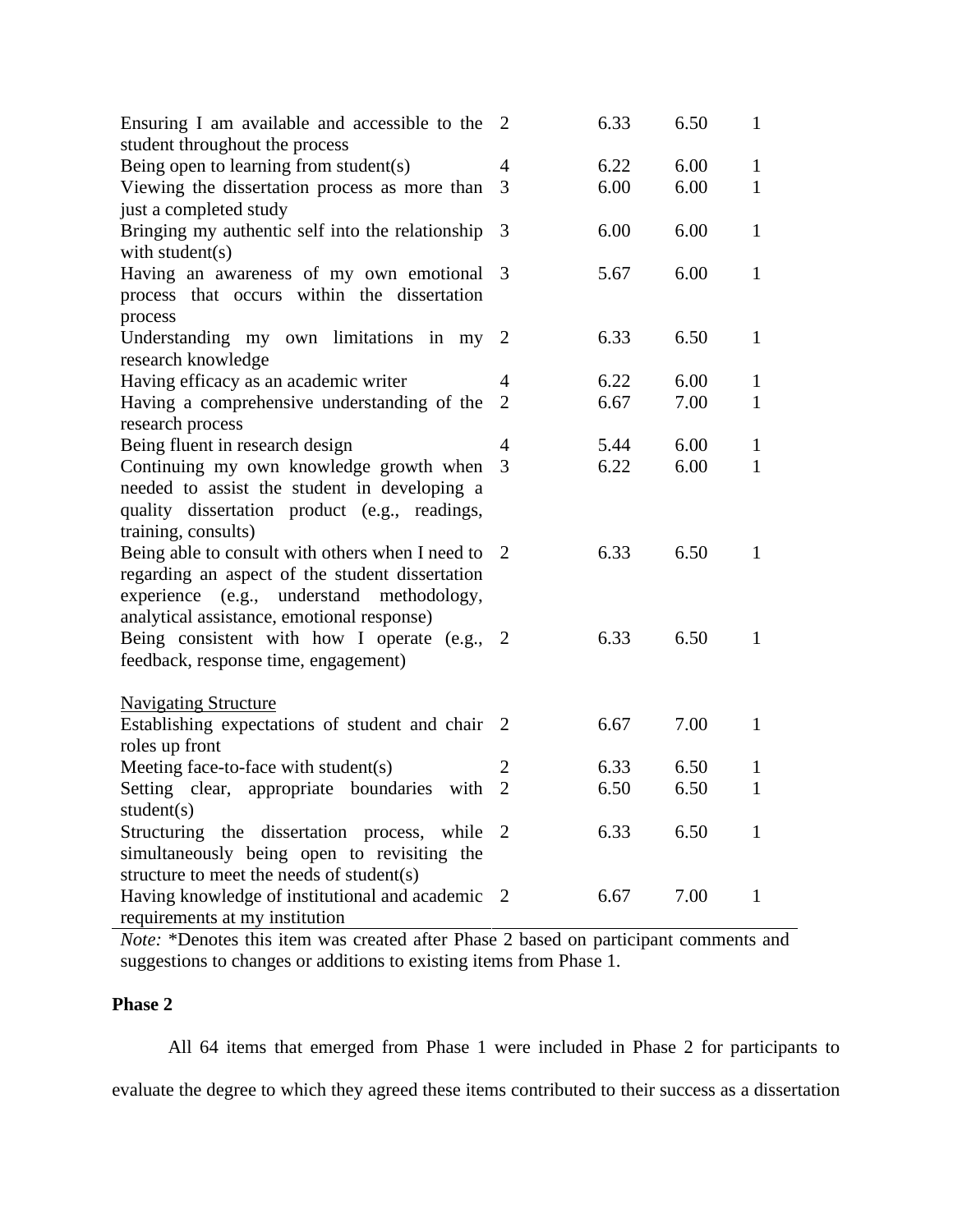| | | | | |
|---|---|---|---|---|
| Ensuring I am available and accessible to the student throughout the process | 2 | 6.33 | 6.50 | 1 |
| Being open to learning from student(s) | 4 | 6.22 | 6.00 | 1 |
| Viewing the dissertation process as more than just a completed study | 3 | 6.00 | 6.00 | 1 |
| Bringing my authentic self into the relationship with student(s) | 3 | 6.00 | 6.00 | 1 |
| Having an awareness of my own emotional process that occurs within the dissertation process | 3 | 5.67 | 6.00 | 1 |
| Understanding my own limitations in my research knowledge | 2 | 6.33 | 6.50 | 1 |
| Having efficacy as an academic writer | 4 | 6.22 | 6.00 | 1 |
| Having a comprehensive understanding of the research process | 2 | 6.67 | 7.00 | 1 |
| Being fluent in research design | 4 | 5.44 | 6.00 | 1 |
| Continuing my own knowledge growth when needed to assist the student in developing a quality dissertation product (e.g., readings, training, consults) | 3 | 6.22 | 6.00 | 1 |
| Being able to consult with others when I need to regarding an aspect of the student dissertation experience (e.g., understand methodology, analytical assistance, emotional response) | 2 | 6.33 | 6.50 | 1 |
| Being consistent with how I operate (e.g., feedback, response time, engagement) | 2 | 6.33 | 6.50 | 1 |
| <u>Navigating Structure</u> | | | | |
| Establishing expectations of student and chair roles up front | 2 | 6.67 | 7.00 | 1 |
| Meeting face-to-face with student(s) | 2 | 6.33 | 6.50 | 1 |
| Setting clear, appropriate boundaries with student(s) | 2 | 6.50 | 6.50 | 1 |
| Structuring the dissertation process, while simultaneously being open to revisiting the structure to meet the needs of student(s) | 2 | 6.33 | 6.50 | 1 |
| Having knowledge of institutional and academic requirements at my institution | 2 | 6.67 | 7.00 | 1 |

*Note:* *Denotes this item was created after Phase 2 based on participant comments and suggestions to changes or additions to existing items from Phase 1.

## Phase 2

All 64 items that emerged from Phase 1 were included in Phase 2 for participants to evaluate the degree to which they agreed these items contributed to their success as a dissertation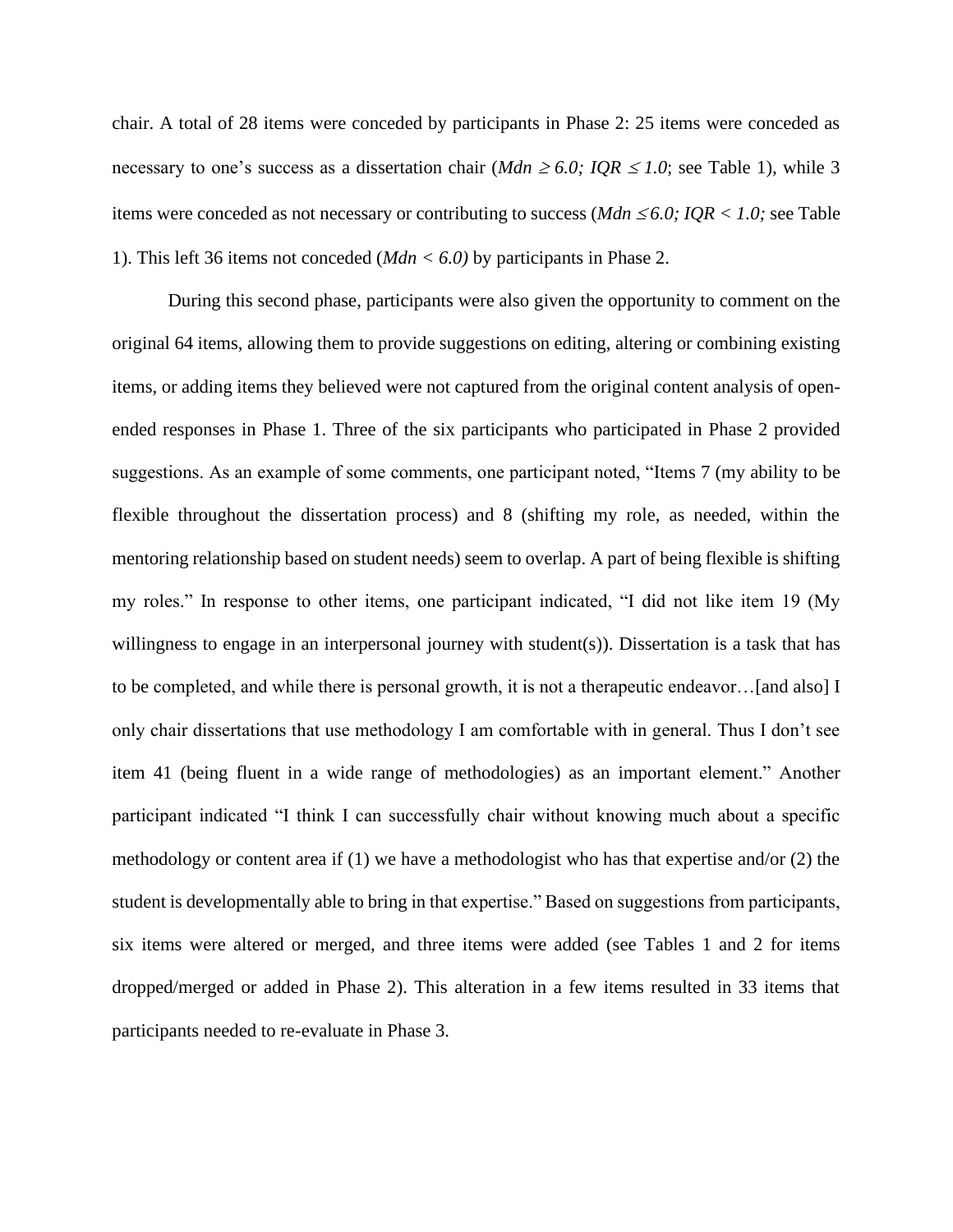chair. A total of 28 items were conceded by participants in Phase 2: 25 items were conceded as necessary to one's success as a dissertation chair (*Mdn* $\geq$ *6.0; IQR* $\leq$ *1.0*; see Table 1), while 3 items were conceded as not necessary or contributing to success (*Mdn* $\leq$ *6.0; IQR* < *1.0;* see Table 1). This left 36 items not conceded (*Mdn* < *6.0)* by participants in Phase 2.

During this second phase, participants were also given the opportunity to comment on the original 64 items, allowing them to provide suggestions on editing, altering or combining existing items, or adding items they believed were not captured from the original content analysis of open-ended responses in Phase 1. Three of the six participants who participated in Phase 2 provided suggestions. As an example of some comments, one participant noted, "Items 7 (my ability to be flexible throughout the dissertation process) and 8 (shifting my role, as needed, within the mentoring relationship based on student needs) seem to overlap. A part of being flexible is shifting my roles." In response to other items, one participant indicated, "I did not like item 19 (My willingness to engage in an interpersonal journey with student(s)). Dissertation is a task that has to be completed, and while there is personal growth, it is not a therapeutic endeavor…[and also] I only chair dissertations that use methodology I am comfortable with in general. Thus I don't see item 41 (being fluent in a wide range of methodologies) as an important element." Another participant indicated "I think I can successfully chair without knowing much about a specific methodology or content area if (1) we have a methodologist who has that expertise and/or (2) the student is developmentally able to bring in that expertise." Based on suggestions from participants, six items were altered or merged, and three items were added (see Tables 1 and 2 for items dropped/merged or added in Phase 2). This alteration in a few items resulted in 33 items that participants needed to re-evaluate in Phase 3.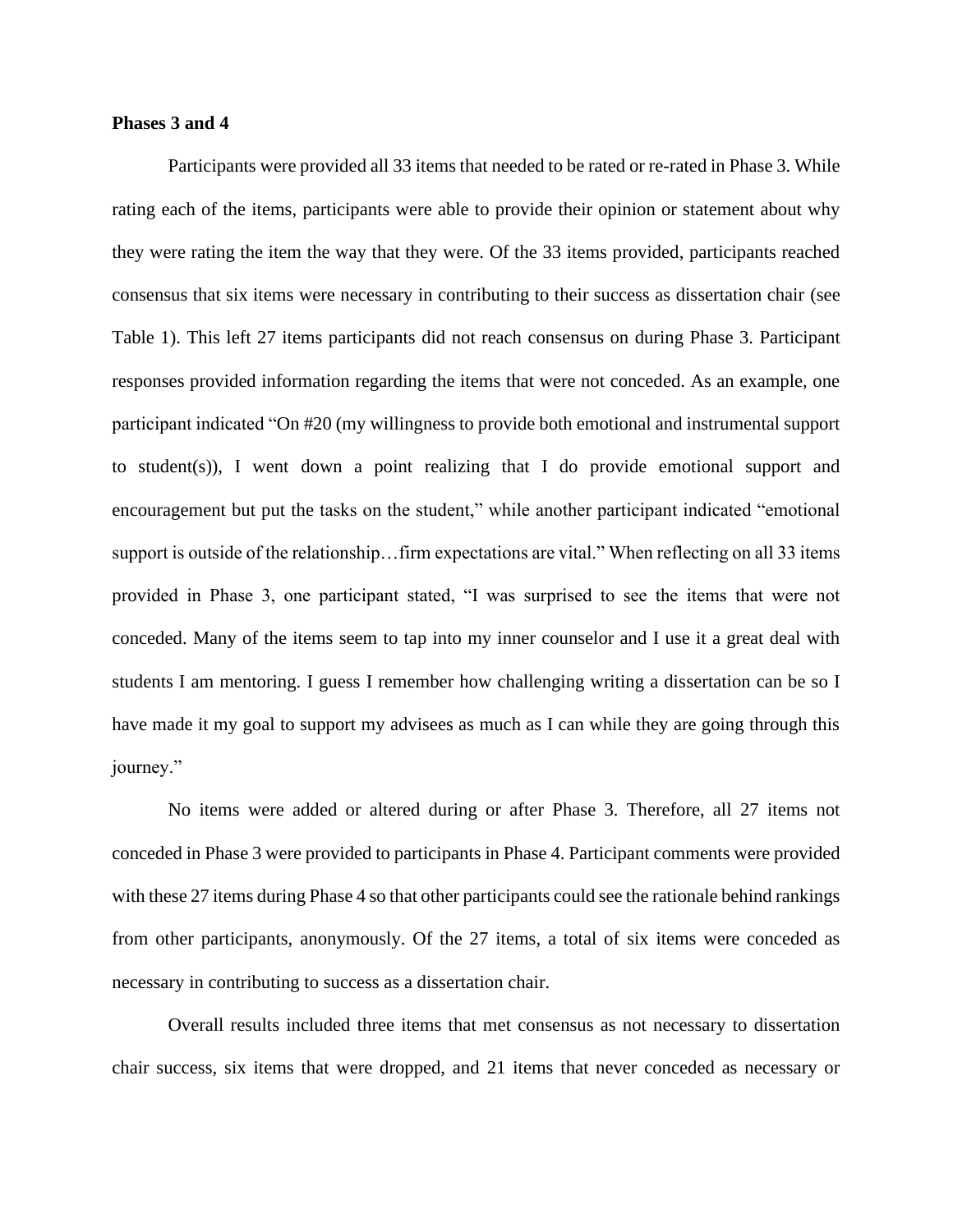**Phases 3 and 4**

Participants were provided all 33 items that needed to be rated or re-rated in Phase 3. While rating each of the items, participants were able to provide their opinion or statement about why they were rating the item the way that they were. Of the 33 items provided, participants reached consensus that six items were necessary in contributing to their success as dissertation chair (see Table 1). This left 27 items participants did not reach consensus on during Phase 3. Participant responses provided information regarding the items that were not conceded. As an example, one participant indicated "On #20 (my willingness to provide both emotional and instrumental support to student(s)), I went down a point realizing that I do provide emotional support and encouragement but put the tasks on the student," while another participant indicated "emotional support is outside of the relationship…firm expectations are vital." When reflecting on all 33 items provided in Phase 3, one participant stated, "I was surprised to see the items that were not conceded. Many of the items seem to tap into my inner counselor and I use it a great deal with students I am mentoring. I guess I remember how challenging writing a dissertation can be so I have made it my goal to support my advisees as much as I can while they are going through this journey."

No items were added or altered during or after Phase 3. Therefore, all 27 items not conceded in Phase 3 were provided to participants in Phase 4. Participant comments were provided with these 27 items during Phase 4 so that other participants could see the rationale behind rankings from other participants, anonymously. Of the 27 items, a total of six items were conceded as necessary in contributing to success as a dissertation chair.

Overall results included three items that met consensus as not necessary to dissertation chair success, six items that were dropped, and 21 items that never conceded as necessary or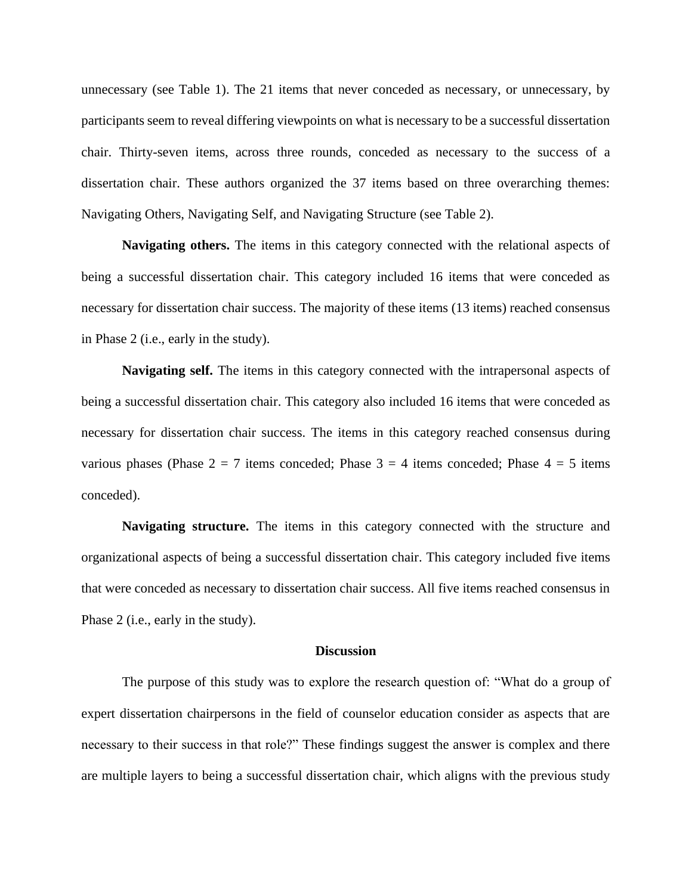unnecessary (see Table 1). The 21 items that never conceded as necessary, or unnecessary, by participants seem to reveal differing viewpoints on what is necessary to be a successful dissertation chair. Thirty-seven items, across three rounds, conceded as necessary to the success of a dissertation chair. These authors organized the 37 items based on three overarching themes: Navigating Others, Navigating Self, and Navigating Structure (see Table 2).

**Navigating others.** The items in this category connected with the relational aspects of being a successful dissertation chair. This category included 16 items that were conceded as necessary for dissertation chair success. The majority of these items (13 items) reached consensus in Phase 2 (i.e., early in the study).

**Navigating self.** The items in this category connected with the intrapersonal aspects of being a successful dissertation chair. This category also included 16 items that were conceded as necessary for dissertation chair success. The items in this category reached consensus during various phases (Phase 2 = 7 items conceded; Phase 3 = 4 items conceded; Phase 4 = 5 items conceded).

**Navigating structure.** The items in this category connected with the structure and organizational aspects of being a successful dissertation chair. This category included five items that were conceded as necessary to dissertation chair success. All five items reached consensus in Phase 2 (i.e., early in the study).

## Discussion

The purpose of this study was to explore the research question of: "What do a group of expert dissertation chairpersons in the field of counselor education consider as aspects that are necessary to their success in that role?" These findings suggest the answer is complex and there are multiple layers to being a successful dissertation chair, which aligns with the previous study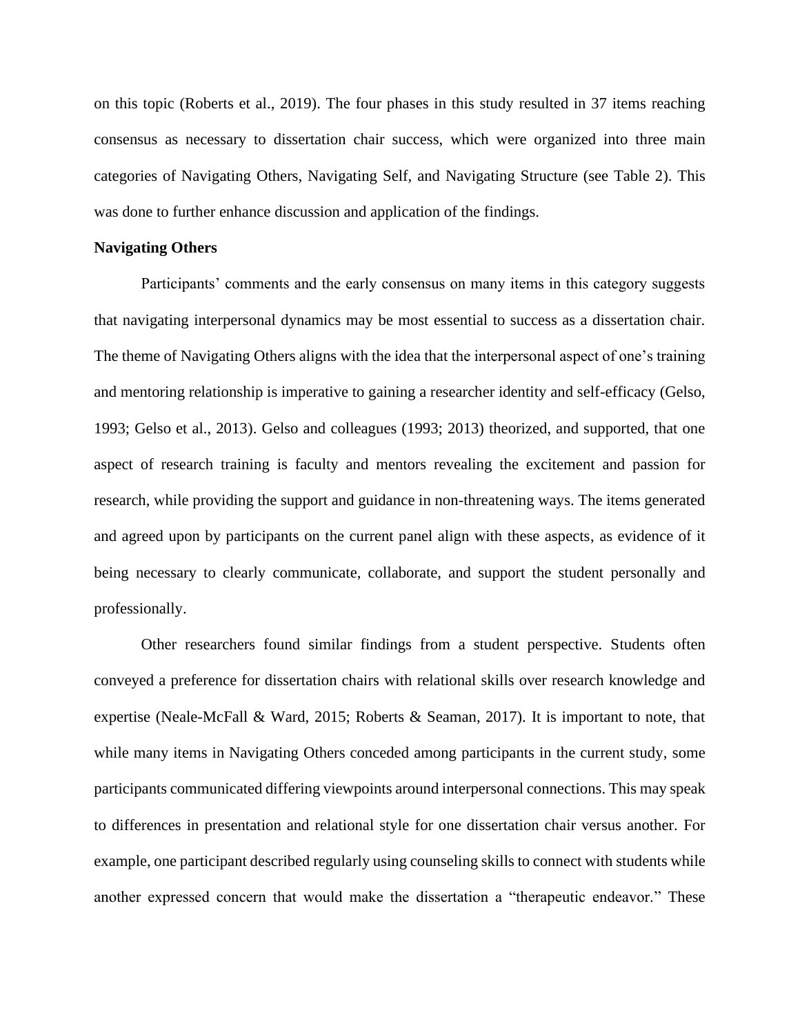on this topic (Roberts et al., 2019). The four phases in this study resulted in 37 items reaching consensus as necessary to dissertation chair success, which were organized into three main categories of Navigating Others, Navigating Self, and Navigating Structure (see Table 2). This was done to further enhance discussion and application of the findings.

**Navigating Others**

Participants' comments and the early consensus on many items in this category suggests that navigating interpersonal dynamics may be most essential to success as a dissertation chair. The theme of Navigating Others aligns with the idea that the interpersonal aspect of one's training and mentoring relationship is imperative to gaining a researcher identity and self-efficacy (Gelso, 1993; Gelso et al., 2013). Gelso and colleagues (1993; 2013) theorized, and supported, that one aspect of research training is faculty and mentors revealing the excitement and passion for research, while providing the support and guidance in non-threatening ways. The items generated and agreed upon by participants on the current panel align with these aspects, as evidence of it being necessary to clearly communicate, collaborate, and support the student personally and professionally.

Other researchers found similar findings from a student perspective. Students often conveyed a preference for dissertation chairs with relational skills over research knowledge and expertise (Neale-McFall & Ward, 2015; Roberts & Seaman, 2017). It is important to note, that while many items in Navigating Others conceded among participants in the current study, some participants communicated differing viewpoints around interpersonal connections. This may speak to differences in presentation and relational style for one dissertation chair versus another. For example, one participant described regularly using counseling skills to connect with students while another expressed concern that would make the dissertation a "therapeutic endeavor." These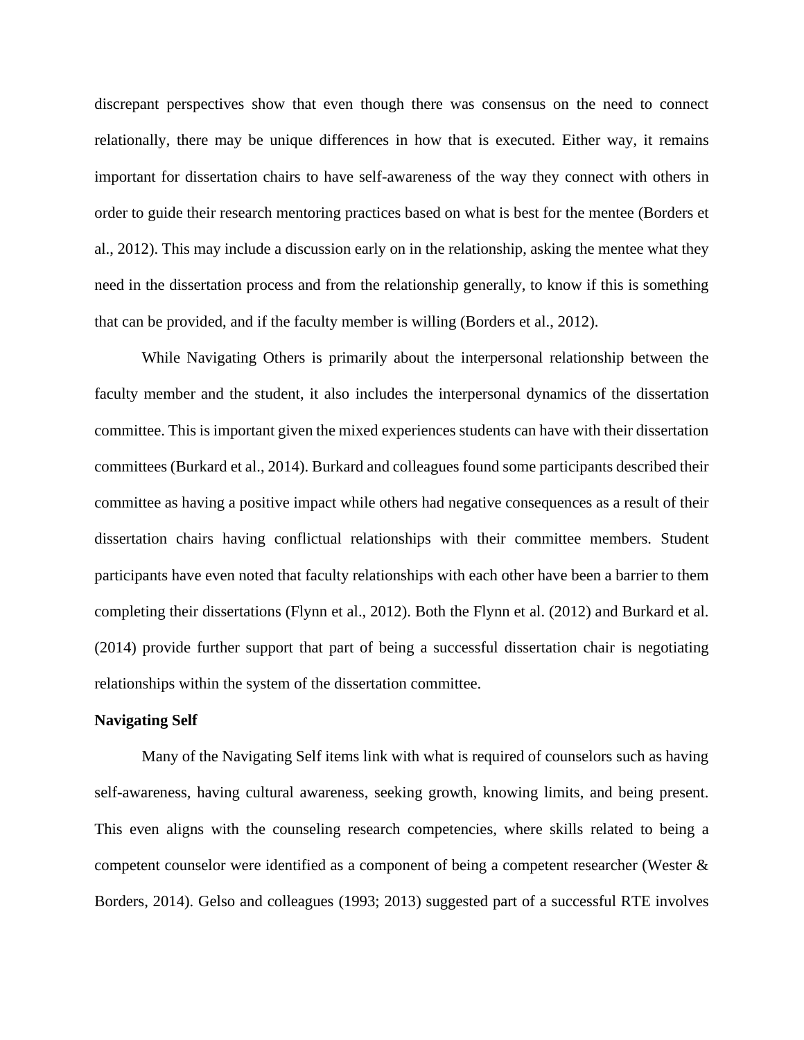discrepant perspectives show that even though there was consensus on the need to connect relationally, there may be unique differences in how that is executed. Either way, it remains important for dissertation chairs to have self-awareness of the way they connect with others in order to guide their research mentoring practices based on what is best for the mentee (Borders et al., 2012). This may include a discussion early on in the relationship, asking the mentee what they need in the dissertation process and from the relationship generally, to know if this is something that can be provided, and if the faculty member is willing (Borders et al., 2012).

While Navigating Others is primarily about the interpersonal relationship between the faculty member and the student, it also includes the interpersonal dynamics of the dissertation committee. This is important given the mixed experiences students can have with their dissertation committees (Burkard et al., 2014). Burkard and colleagues found some participants described their committee as having a positive impact while others had negative consequences as a result of their dissertation chairs having conflictual relationships with their committee members. Student participants have even noted that faculty relationships with each other have been a barrier to them completing their dissertations (Flynn et al., 2012). Both the Flynn et al. (2012) and Burkard et al. (2014) provide further support that part of being a successful dissertation chair is negotiating relationships within the system of the dissertation committee.

**Navigating Self**

Many of the Navigating Self items link with what is required of counselors such as having self-awareness, having cultural awareness, seeking growth, knowing limits, and being present. This even aligns with the counseling research competencies, where skills related to being a competent counselor were identified as a component of being a competent researcher (Wester & Borders, 2014). Gelso and colleagues (1993; 2013) suggested part of a successful RTE involves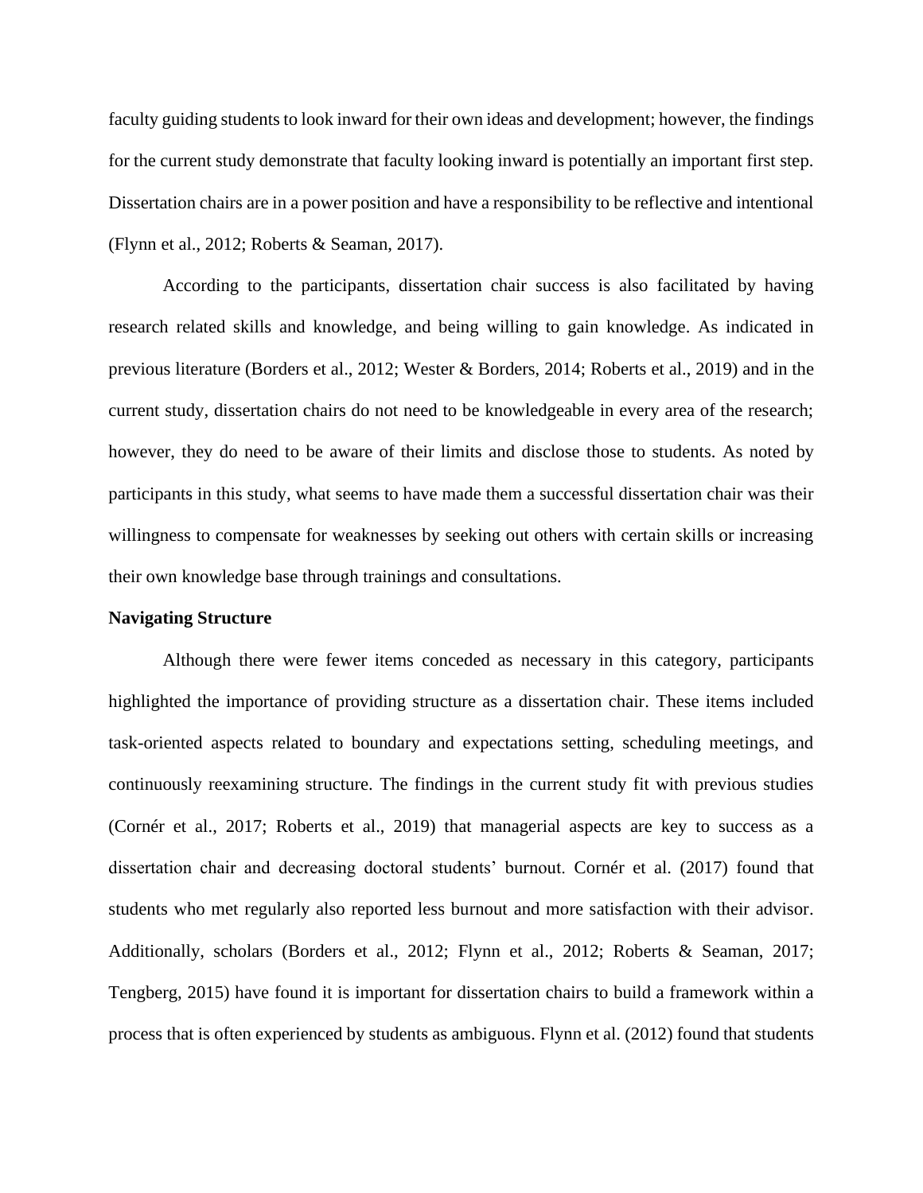faculty guiding students to look inward for their own ideas and development; however, the findings for the current study demonstrate that faculty looking inward is potentially an important first step. Dissertation chairs are in a power position and have a responsibility to be reflective and intentional (Flynn et al., 2012; Roberts & Seaman, 2017).

According to the participants, dissertation chair success is also facilitated by having research related skills and knowledge, and being willing to gain knowledge. As indicated in previous literature (Borders et al., 2012; Wester & Borders, 2014; Roberts et al., 2019) and in the current study, dissertation chairs do not need to be knowledgeable in every area of the research; however, they do need to be aware of their limits and disclose those to students. As noted by participants in this study, what seems to have made them a successful dissertation chair was their willingness to compensate for weaknesses by seeking out others with certain skills or increasing their own knowledge base through trainings and consultations.

**Navigating Structure**

Although there were fewer items conceded as necessary in this category, participants highlighted the importance of providing structure as a dissertation chair. These items included task-oriented aspects related to boundary and expectations setting, scheduling meetings, and continuously reexamining structure. The findings in the current study fit with previous studies (Cornér et al., 2017; Roberts et al., 2019) that managerial aspects are key to success as a dissertation chair and decreasing doctoral students' burnout. Cornér et al. (2017) found that students who met regularly also reported less burnout and more satisfaction with their advisor. Additionally, scholars (Borders et al., 2012; Flynn et al., 2012; Roberts & Seaman, 2017; Tengberg, 2015) have found it is important for dissertation chairs to build a framework within a process that is often experienced by students as ambiguous. Flynn et al. (2012) found that students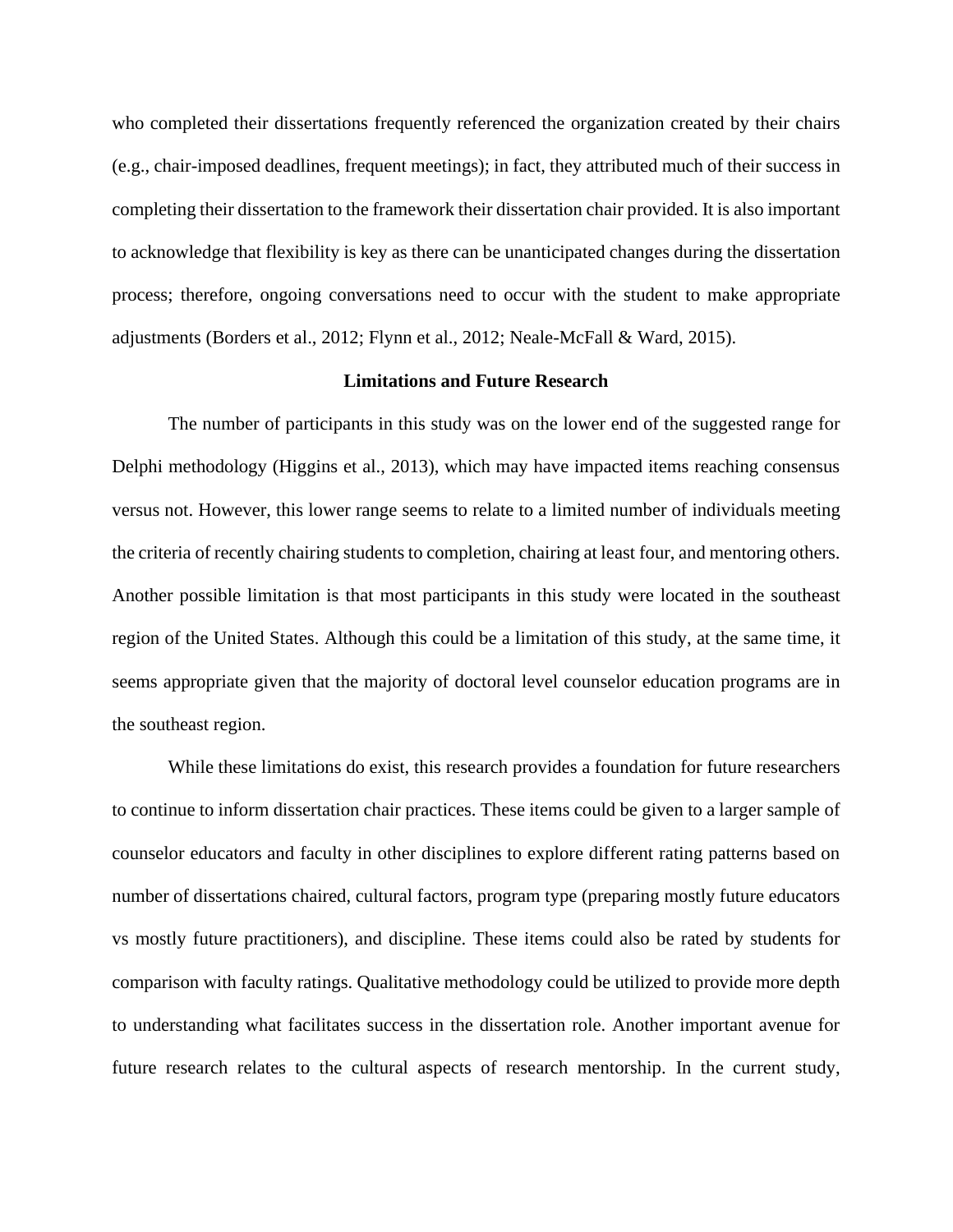who completed their dissertations frequently referenced the organization created by their chairs (e.g., chair-imposed deadlines, frequent meetings); in fact, they attributed much of their success in completing their dissertation to the framework their dissertation chair provided. It is also important to acknowledge that flexibility is key as there can be unanticipated changes during the dissertation process; therefore, ongoing conversations need to occur with the student to make appropriate adjustments (Borders et al., 2012; Flynn et al., 2012; Neale-McFall & Ward, 2015).

## Limitations and Future Research

The number of participants in this study was on the lower end of the suggested range for Delphi methodology (Higgins et al., 2013), which may have impacted items reaching consensus versus not. However, this lower range seems to relate to a limited number of individuals meeting the criteria of recently chairing students to completion, chairing at least four, and mentoring others. Another possible limitation is that most participants in this study were located in the southeast region of the United States. Although this could be a limitation of this study, at the same time, it seems appropriate given that the majority of doctoral level counselor education programs are in the southeast region.

While these limitations do exist, this research provides a foundation for future researchers to continue to inform dissertation chair practices. These items could be given to a larger sample of counselor educators and faculty in other disciplines to explore different rating patterns based on number of dissertations chaired, cultural factors, program type (preparing mostly future educators vs mostly future practitioners), and discipline. These items could also be rated by students for comparison with faculty ratings. Qualitative methodology could be utilized to provide more depth to understanding what facilitates success in the dissertation role. Another important avenue for future research relates to the cultural aspects of research mentorship. In the current study,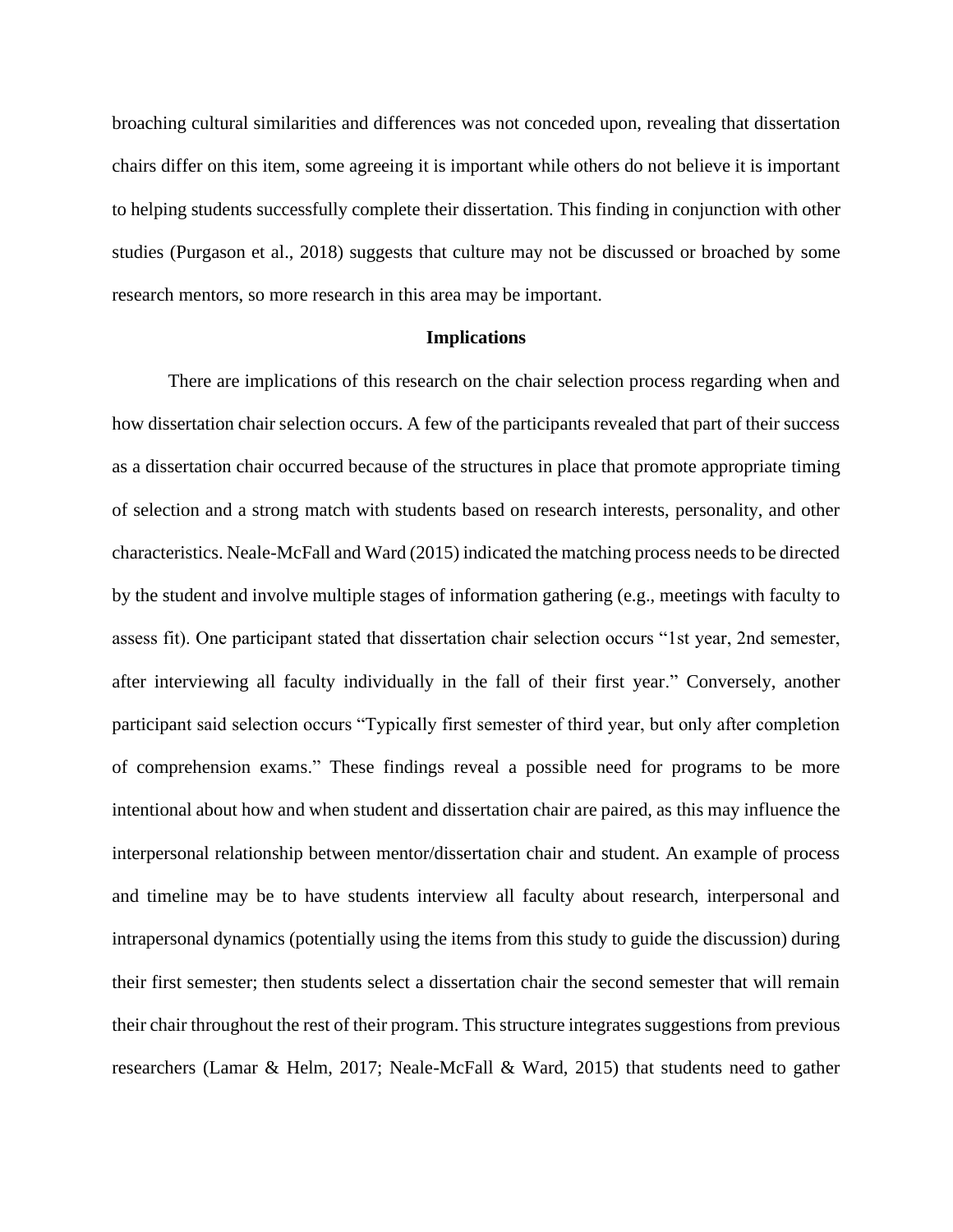broaching cultural similarities and differences was not conceded upon, revealing that dissertation chairs differ on this item, some agreeing it is important while others do not believe it is important to helping students successfully complete their dissertation. This finding in conjunction with other studies (Purgason et al., 2018) suggests that culture may not be discussed or broached by some research mentors, so more research in this area may be important.

## Implications

There are implications of this research on the chair selection process regarding when and how dissertation chair selection occurs. A few of the participants revealed that part of their success as a dissertation chair occurred because of the structures in place that promote appropriate timing of selection and a strong match with students based on research interests, personality, and other characteristics. Neale-McFall and Ward (2015) indicated the matching process needs to be directed by the student and involve multiple stages of information gathering (e.g., meetings with faculty to assess fit). One participant stated that dissertation chair selection occurs "1st year, 2nd semester, after interviewing all faculty individually in the fall of their first year." Conversely, another participant said selection occurs "Typically first semester of third year, but only after completion of comprehension exams." These findings reveal a possible need for programs to be more intentional about how and when student and dissertation chair are paired, as this may influence the interpersonal relationship between mentor/dissertation chair and student. An example of process and timeline may be to have students interview all faculty about research, interpersonal and intrapersonal dynamics (potentially using the items from this study to guide the discussion) during their first semester; then students select a dissertation chair the second semester that will remain their chair throughout the rest of their program. This structure integrates suggestions from previous researchers (Lamar & Helm, 2017; Neale-McFall & Ward, 2015) that students need to gather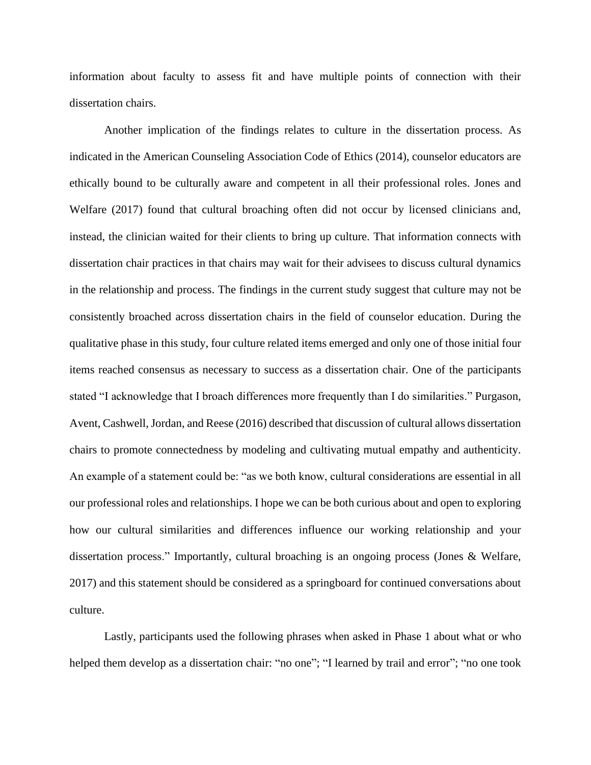information about faculty to assess fit and have multiple points of connection with their dissertation chairs.

Another implication of the findings relates to culture in the dissertation process. As indicated in the American Counseling Association Code of Ethics (2014), counselor educators are ethically bound to be culturally aware and competent in all their professional roles. Jones and Welfare (2017) found that cultural broaching often did not occur by licensed clinicians and, instead, the clinician waited for their clients to bring up culture. That information connects with dissertation chair practices in that chairs may wait for their advisees to discuss cultural dynamics in the relationship and process. The findings in the current study suggest that culture may not be consistently broached across dissertation chairs in the field of counselor education. During the qualitative phase in this study, four culture related items emerged and only one of those initial four items reached consensus as necessary to success as a dissertation chair. One of the participants stated "I acknowledge that I broach differences more frequently than I do similarities." Purgason, Avent, Cashwell, Jordan, and Reese (2016) described that discussion of cultural allows dissertation chairs to promote connectedness by modeling and cultivating mutual empathy and authenticity. An example of a statement could be: "as we both know, cultural considerations are essential in all our professional roles and relationships. I hope we can be both curious about and open to exploring how our cultural similarities and differences influence our working relationship and your dissertation process." Importantly, cultural broaching is an ongoing process (Jones & Welfare, 2017) and this statement should be considered as a springboard for continued conversations about culture.

Lastly, participants used the following phrases when asked in Phase 1 about what or who helped them develop as a dissertation chair: "no one"; "I learned by trail and error"; "no one took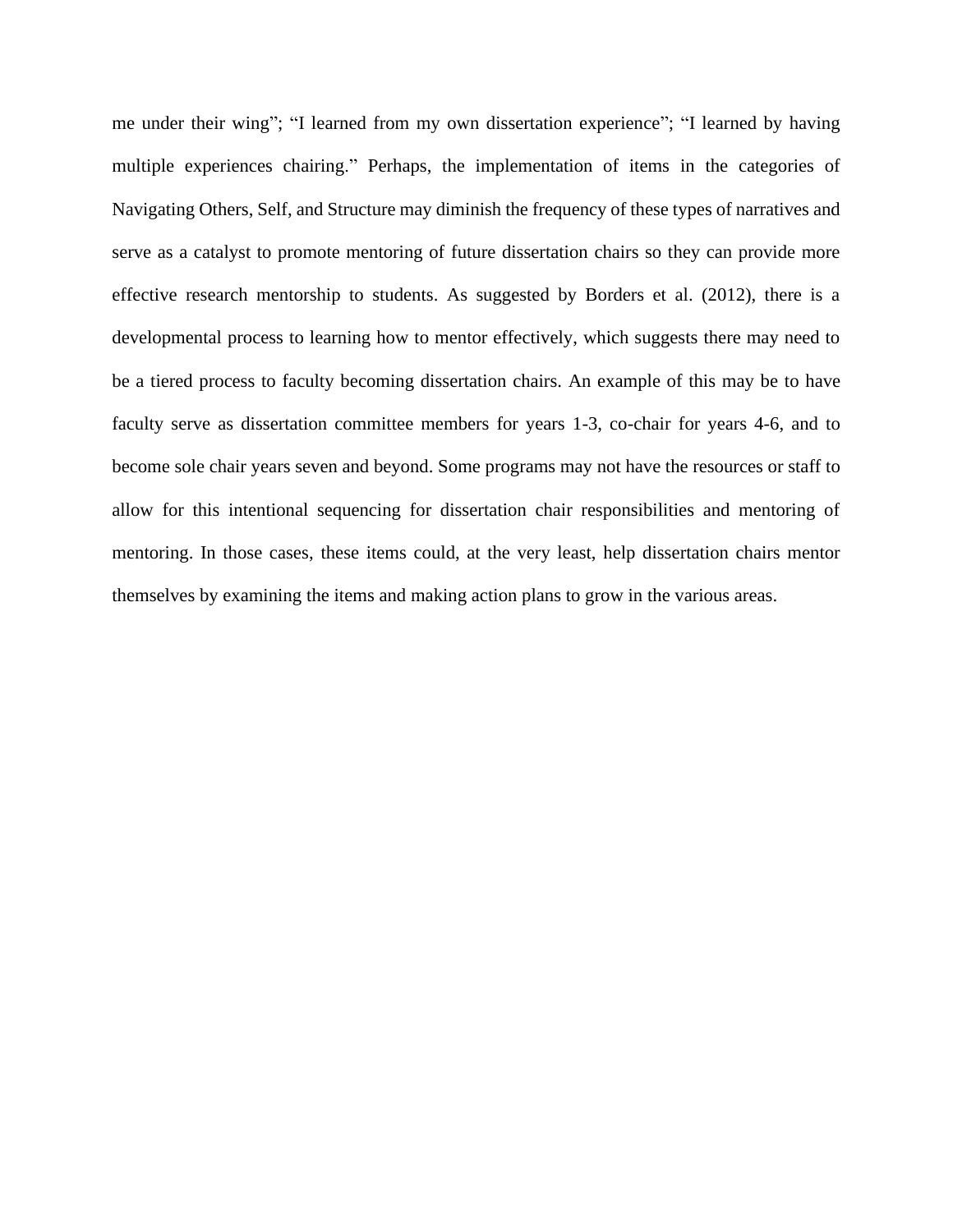me under their wing"; "I learned from my own dissertation experience"; "I learned by having multiple experiences chairing." Perhaps, the implementation of items in the categories of Navigating Others, Self, and Structure may diminish the frequency of these types of narratives and serve as a catalyst to promote mentoring of future dissertation chairs so they can provide more effective research mentorship to students. As suggested by Borders et al. (2012), there is a developmental process to learning how to mentor effectively, which suggests there may need to be a tiered process to faculty becoming dissertation chairs. An example of this may be to have faculty serve as dissertation committee members for years 1-3, co-chair for years 4-6, and to become sole chair years seven and beyond. Some programs may not have the resources or staff to allow for this intentional sequencing for dissertation chair responsibilities and mentoring of mentoring. In those cases, these items could, at the very least, help dissertation chairs mentor themselves by examining the items and making action plans to grow in the various areas.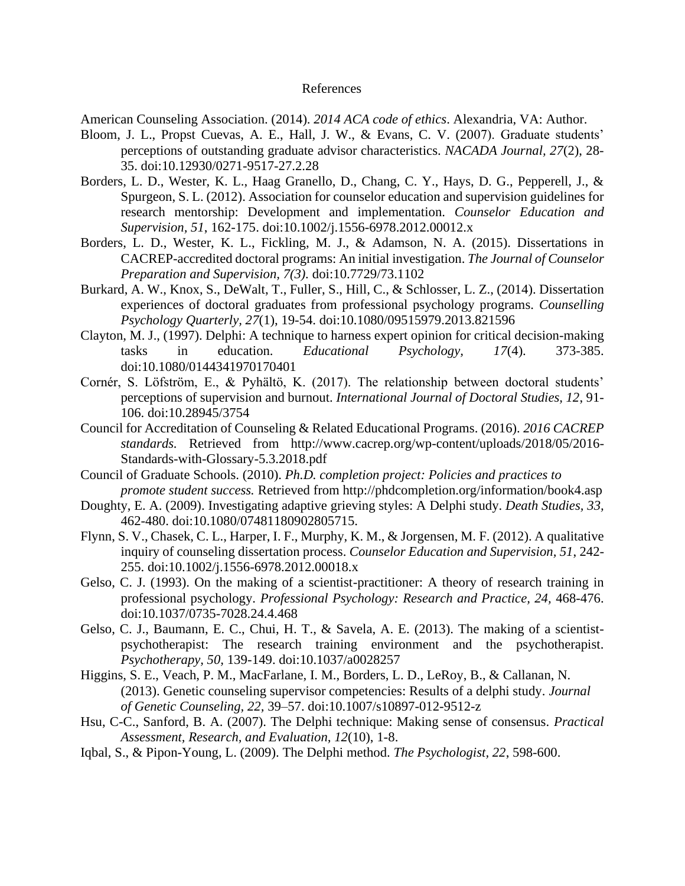References

American Counseling Association. (2014). *2014 ACA code of ethics*. Alexandria, VA: Author.

Bloom, J. L., Propst Cuevas, A. E., Hall, J. W., & Evans, C. V. (2007). Graduate students' perceptions of outstanding graduate advisor characteristics. *NACADA Journal, 27*(2), 28-35. doi:10.12930/0271-9517-27.2.28

Borders, L. D., Wester, K. L., Haag Granello, D., Chang, C. Y., Hays, D. G., Pepperell, J., & Spurgeon, S. L. (2012). Association for counselor education and supervision guidelines for research mentorship: Development and implementation. *Counselor Education and Supervision, 51*, 162-175. doi:10.1002/j.1556-6978.2012.00012.x

Borders, L. D., Wester, K. L., Fickling, M. J., & Adamson, N. A. (2015). Dissertations in CACREP-accredited doctoral programs: An initial investigation. *The Journal of Counselor Preparation and Supervision, 7(3)*. doi:10.7729/73.1102

Burkard, A. W., Knox, S., DeWalt, T., Fuller, S., Hill, C., & Schlosser, L. Z., (2014). Dissertation experiences of doctoral graduates from professional psychology programs. *Counselling Psychology Quarterly, 27*(1), 19-54. doi:10.1080/09515979.2013.821596

Clayton, M. J., (1997). Delphi: A technique to harness expert opinion for critical decision-making tasks in education. *Educational Psychology, 17*(4). 373-385. doi:10.1080/0144341970170401

Cornér, S. Löfström, E., & Pyhältö, K. (2017). The relationship between doctoral students' perceptions of supervision and burnout. *International Journal of Doctoral Studies, 12*, 91-106. doi:10.28945/3754

Council for Accreditation of Counseling & Related Educational Programs. (2016). *2016 CACREP standards.* Retrieved from http://www.cacrep.org/wp-content/uploads/2018/05/2016-Standards-with-Glossary-5.3.2018.pdf

Council of Graduate Schools. (2010). *Ph.D. completion project: Policies and practices to promote student success.* Retrieved from http://phdcompletion.org/information/book4.asp

Doughty, E. A. (2009). Investigating adaptive grieving styles: A Delphi study. *Death Studies, 33*, 462-480. doi:10.1080/07481180902805715.

Flynn, S. V., Chasek, C. L., Harper, I. F., Murphy, K. M., & Jorgensen, M. F. (2012). A qualitative inquiry of counseling dissertation process. *Counselor Education and Supervision, 51*, 242-255. doi:10.1002/j.1556-6978.2012.00018.x

Gelso, C. J. (1993). On the making of a scientist-practitioner: A theory of research training in professional psychology. *Professional Psychology: Research and Practice, 24*, 468-476. doi:10.1037/0735-7028.24.4.468

Gelso, C. J., Baumann, E. C., Chui, H. T., & Savela, A. E. (2013). The making of a scientist-psychotherapist: The research training environment and the psychotherapist. *Psychotherapy, 50*, 139-149. doi:10.1037/a0028257

Higgins, S. E., Veach, P. M., MacFarlane, I. M., Borders, L. D., LeRoy, B., & Callanan, N. (2013). Genetic counseling supervisor competencies: Results of a delphi study. *Journal of Genetic Counseling, 22*, 39–57. doi:10.1007/s10897-012-9512-z

Hsu, C-C., Sanford, B. A. (2007). The Delphi technique: Making sense of consensus. *Practical Assessment, Research, and Evaluation, 12*(10), 1-8.

Iqbal, S., & Pipon-Young, L. (2009). The Delphi method. *The Psychologist, 22*, 598-600.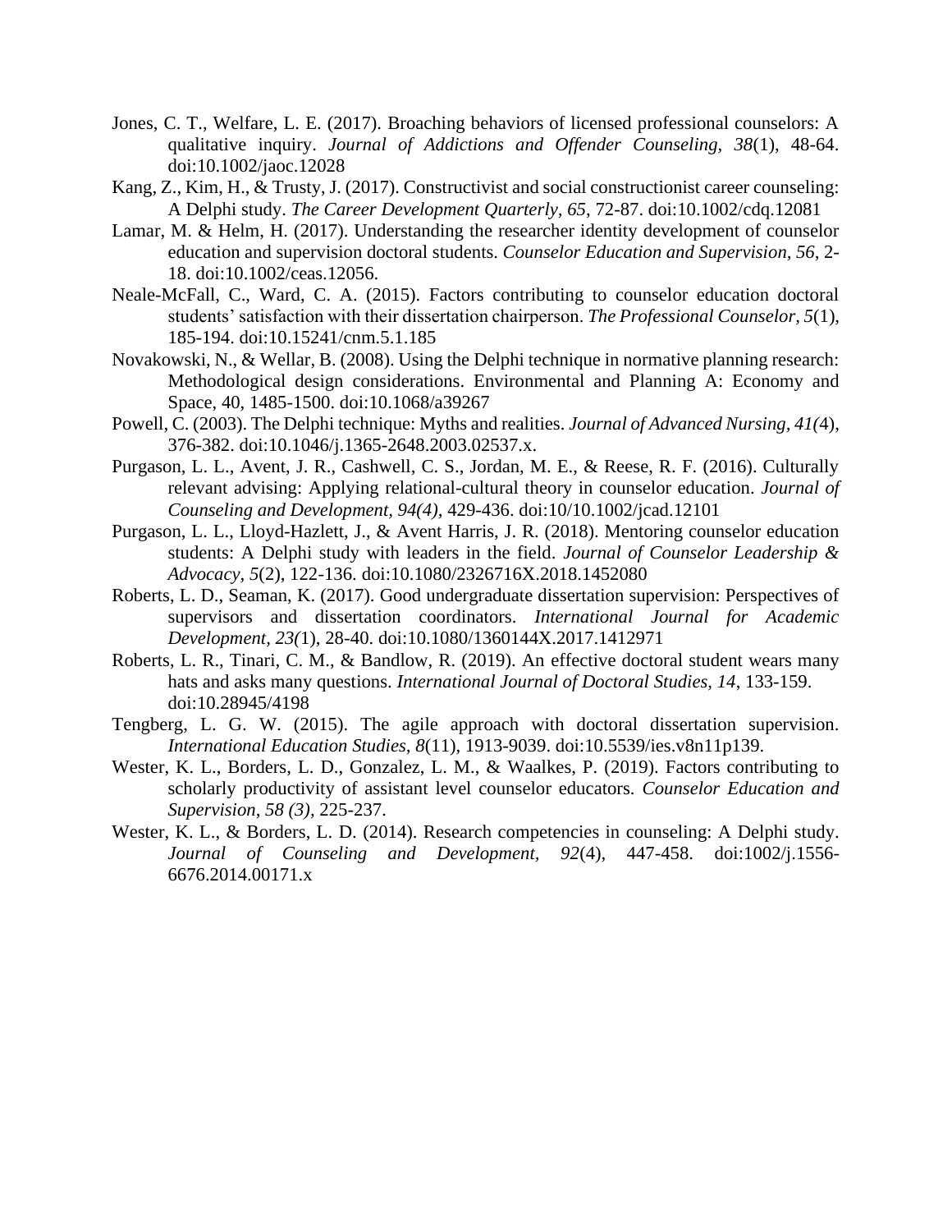Jones, C. T., Welfare, L. E. (2017). Broaching behaviors of licensed professional counselors: A qualitative inquiry. *Journal of Addictions and Offender Counseling, 38*(1), 48-64. doi:10.1002/jaoc.12028

Kang, Z., Kim, H., & Trusty, J. (2017). Constructivist and social constructionist career counseling: A Delphi study. *The Career Development Quarterly, 65*, 72-87. doi:10.1002/cdq.12081

Lamar, M. & Helm, H. (2017). Understanding the researcher identity development of counselor education and supervision doctoral students. *Counselor Education and Supervision, 56*, 2-18. doi:10.1002/ceas.12056.

Neale-McFall, C., Ward, C. A. (2015). Factors contributing to counselor education doctoral students' satisfaction with their dissertation chairperson. *The Professional Counselor, 5*(1), 185-194. doi:10.15241/cnm.5.1.185

Novakowski, N., & Wellar, B. (2008). Using the Delphi technique in normative planning research: Methodological design considerations. Environmental and Planning A: Economy and Space, 40, 1485-1500. doi:10.1068/a39267

Powell, C. (2003). The Delphi technique: Myths and realities. *Journal of Advanced Nursing, 41(*4), 376-382. doi:10.1046/j.1365-2648.2003.02537.x.

Purgason, L. L., Avent, J. R., Cashwell, C. S., Jordan, M. E., & Reese, R. F. (2016). Culturally relevant advising: Applying relational-cultural theory in counselor education. *Journal of Counseling and Development, 94(4)*, 429-436. doi:10/10.1002/jcad.12101

Purgason, L. L., Lloyd-Hazlett, J., & Avent Harris, J. R. (2018). Mentoring counselor education students: A Delphi study with leaders in the field. *Journal of Counselor Leadership & Advocacy, 5*(2), 122-136. doi:10.1080/2326716X.2018.1452080

Roberts, L. D., Seaman, K. (2017). Good undergraduate dissertation supervision: Perspectives of supervisors and dissertation coordinators. *International Journal for Academic Development, 23(*1), 28-40. doi:10.1080/1360144X.2017.1412971

Roberts, L. R., Tinari, C. M., & Bandlow, R. (2019). An effective doctoral student wears many hats and asks many questions. *International Journal of Doctoral Studies, 14*, 133-159. doi:10.28945/4198

Tengberg, L. G. W. (2015). The agile approach with doctoral dissertation supervision. *International Education Studies, 8*(11), 1913-9039. doi:10.5539/ies.v8n11p139.

Wester, K. L., Borders, L. D., Gonzalez, L. M., & Waalkes, P. (2019). Factors contributing to scholarly productivity of assistant level counselor educators. *Counselor Education and Supervision, 58 (3)*, 225-237.

Wester, K. L., & Borders, L. D. (2014). Research competencies in counseling: A Delphi study. *Journal of Counseling and Development, 92*(4), 447-458. doi:1002/j.1556-6676.2014.00171.x